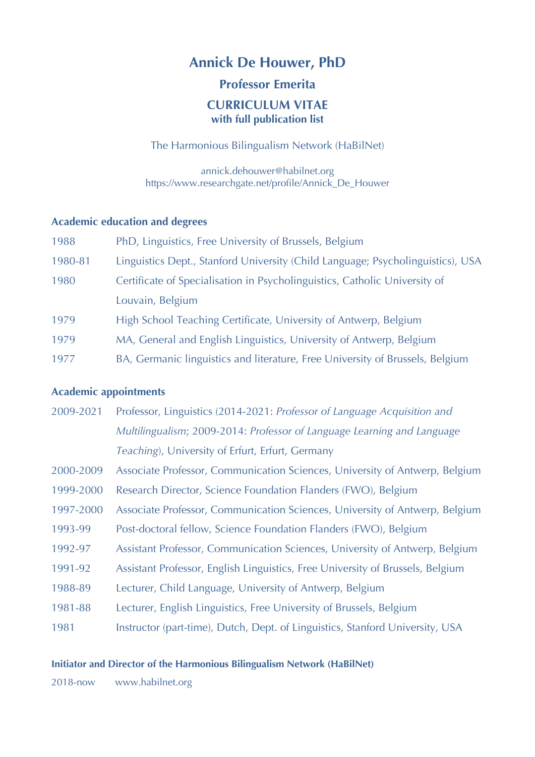# Annick De Houwer, PhD

### Professor Emerita

## CURRICULUM VITAE

### with full publication list

The Harmonious Bilingualism Network (HaBilNet)

annick.dehouwer@habilnet.org
https://www.researchgate.net/profile/Annick_De_Houwer

### Academic education and degrees

| | |
|---|---|
| 1988 | PhD, Linguistics, Free University of Brussels, Belgium |
| 1980-81 | Linguistics Dept., Stanford University (Child Language; Psycholinguistics), USA |
| 1980 | Certificate of Specialisation in Psycholinguistics, Catholic University of Louvain, Belgium |
| 1979 | High School Teaching Certificate, University of Antwerp, Belgium |
| 1979 | MA, General and English Linguistics, University of Antwerp, Belgium |
| 1977 | BA, Germanic linguistics and literature, Free University of Brussels, Belgium |

### Academic appointments

| | |
|---|---|
| 2009-2021 | Professor, Linguistics (2014-2021: *Professor of Language Acquisition and Multilingualism*; 2009-2014: *Professor of Language Learning and Language Teaching*), University of Erfurt, Erfurt, Germany |
| 2000-2009 | Associate Professor, Communication Sciences, University of Antwerp, Belgium |
| 1999-2000 | Research Director, Science Foundation Flanders (FWO), Belgium |
| 1997-2000 | Associate Professor, Communication Sciences, University of Antwerp, Belgium |
| 1993-99 | Post-doctoral fellow, Science Foundation Flanders (FWO), Belgium |
| 1992-97 | Assistant Professor, Communication Sciences, University of Antwerp, Belgium |
| 1991-92 | Assistant Professor, English Linguistics, Free University of Brussels, Belgium |
| 1988-89 | Lecturer, Child Language, University of Antwerp, Belgium |
| 1981-88 | Lecturer, English Linguistics, Free University of Brussels, Belgium |
| 1981 | Instructor (part-time), Dutch, Dept. of Linguistics, Stanford University, USA |

### Initiator and Director of the Harmonious Bilingualism Network (HaBilNet)

2018-now www.habilnet.org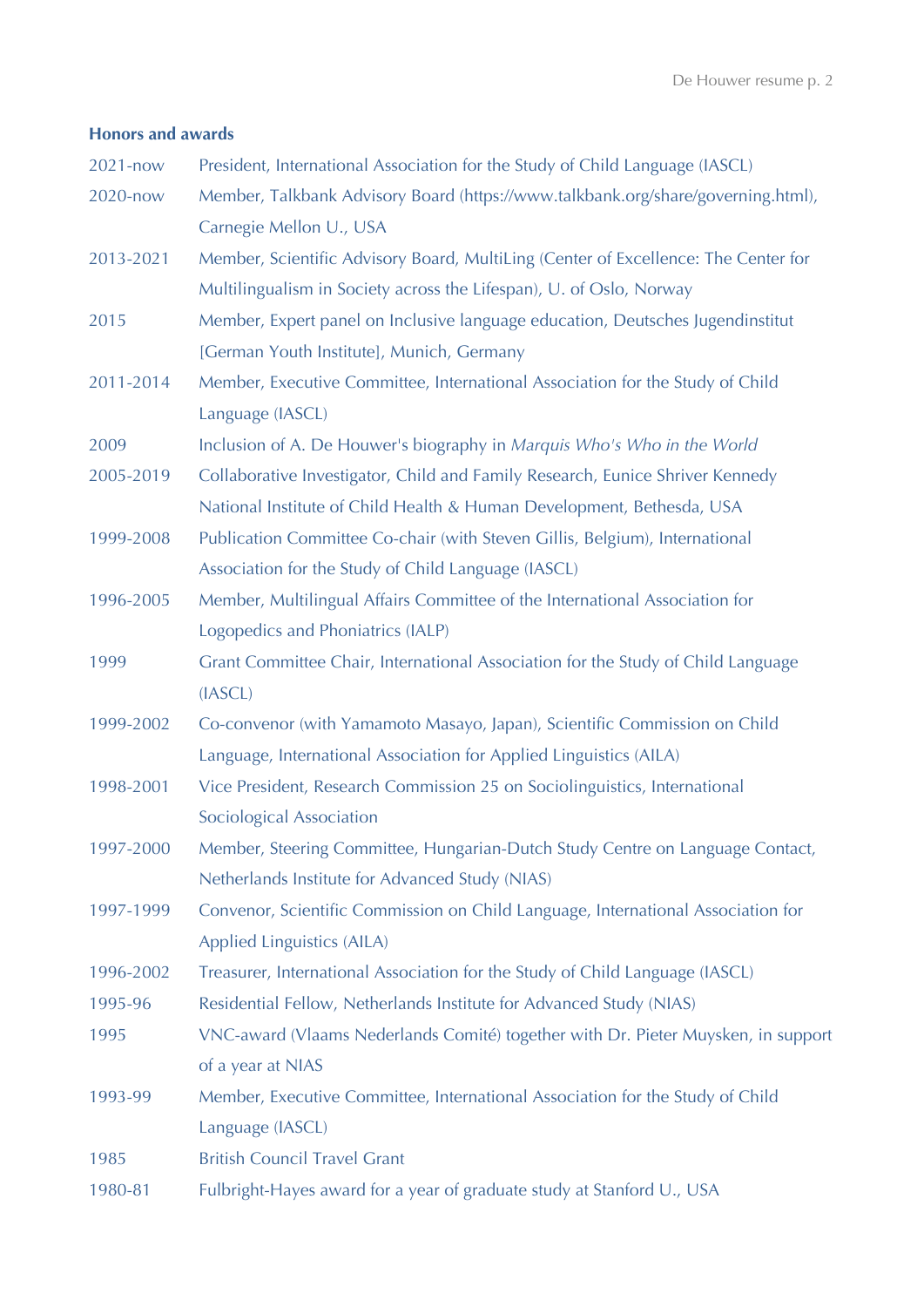### Honors and awards

| | |
|---|---|
| 2021-now | President, International Association for the Study of Child Language (IASCL) |
| 2020-now | Member, Talkbank Advisory Board (https://www.talkbank.org/share/governing.html), Carnegie Mellon U., USA |
| 2013-2021 | Member, Scientific Advisory Board, MultiLing (Center of Excellence: The Center for Multilingualism in Society across the Lifespan), U. of Oslo, Norway |
| 2015 | Member, Expert panel on Inclusive language education, Deutsches Jugendinstitut [German Youth Institute], Munich, Germany |
| 2011-2014 | Member, Executive Committee, International Association for the Study of Child Language (IASCL) |
| 2009 | Inclusion of A. De Houwer's biography in *Marquis Who's Who in the World* |
| 2005-2019 | Collaborative Investigator, Child and Family Research, Eunice Shriver Kennedy National Institute of Child Health & Human Development, Bethesda, USA |
| 1999-2008 | Publication Committee Co-chair (with Steven Gillis, Belgium), International Association for the Study of Child Language (IASCL) |
| 1996-2005 | Member, Multilingual Affairs Committee of the International Association for Logopedics and Phoniatrics (IALP) |
| 1999 | Grant Committee Chair, International Association for the Study of Child Language (IASCL) |
| 1999-2002 | Co-convenor (with Yamamoto Masayo, Japan), Scientific Commission on Child Language, International Association for Applied Linguistics (AILA) |
| 1998-2001 | Vice President, Research Commission 25 on Sociolinguistics, International Sociological Association |
| 1997-2000 | Member, Steering Committee, Hungarian-Dutch Study Centre on Language Contact, Netherlands Institute for Advanced Study (NIAS) |
| 1997-1999 | Convenor, Scientific Commission on Child Language, International Association for Applied Linguistics (AILA) |
| 1996-2002 | Treasurer, International Association for the Study of Child Language (IASCL) |
| 1995-96 | Residential Fellow, Netherlands Institute for Advanced Study (NIAS) |
| 1995 | VNC-award (Vlaams Nederlands Comité) together with Dr. Pieter Muysken, in support of a year at NIAS |
| 1993-99 | Member, Executive Committee, International Association for the Study of Child Language (IASCL) |
| 1985 | British Council Travel Grant |
| 1980-81 | Fulbright-Hayes award for a year of graduate study at Stanford U., USA |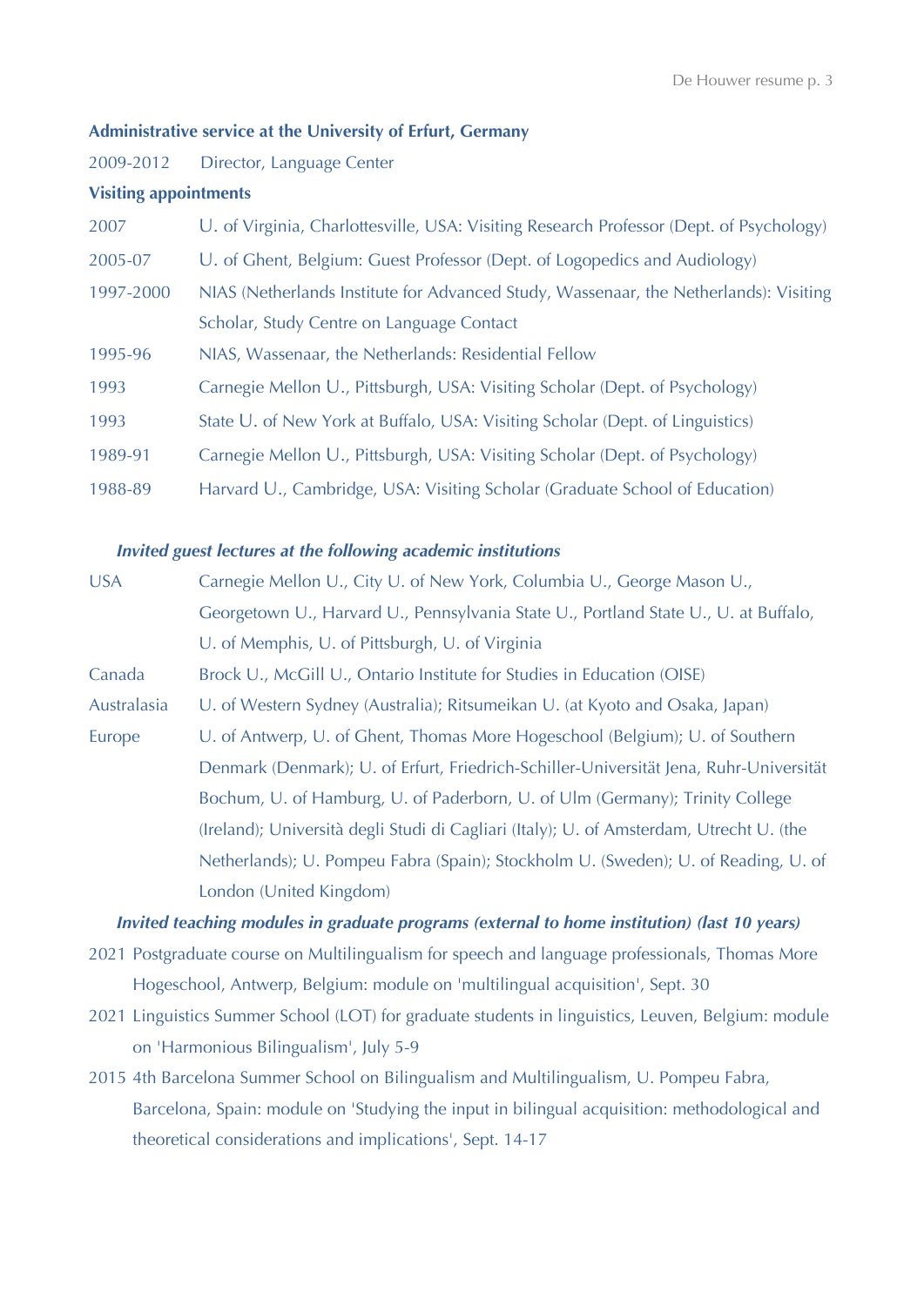**Administrative service at the University of Erfurt, Germany**

2009-2012 Director, Language Center

**Visiting appointments**

| | |
|---|---|
| 2007 | U. of Virginia, Charlottesville, USA: Visiting Research Professor (Dept. of Psychology) |
| 2005-07 | U. of Ghent, Belgium: Guest Professor (Dept. of Logopedics and Audiology) |
| 1997-2000 | NIAS (Netherlands Institute for Advanced Study, Wassenaar, the Netherlands): Visiting Scholar, Study Centre on Language Contact |
| 1995-96 | NIAS, Wassenaar, the Netherlands: Residential Fellow |
| 1993 | Carnegie Mellon U., Pittsburgh, USA: Visiting Scholar (Dept. of Psychology) |
| 1993 | State U. of New York at Buffalo, USA: Visiting Scholar (Dept. of Linguistics) |
| 1989-91 | Carnegie Mellon U., Pittsburgh, USA: Visiting Scholar (Dept. of Psychology) |
| 1988-89 | Harvard U., Cambridge, USA: Visiting Scholar (Graduate School of Education) |

***Invited guest lectures at the following academic institutions***

| | |
|---|---|
| USA | Carnegie Mellon U., City U. of New York, Columbia U., George Mason U., Georgetown U., Harvard U., Pennsylvania State U., Portland State U., U. at Buffalo, U. of Memphis, U. of Pittsburgh, U. of Virginia |
| Canada | Brock U., McGill U., Ontario Institute for Studies in Education (OISE) |
| Australasia | U. of Western Sydney (Australia); Ritsumeikan U. (at Kyoto and Osaka, Japan) |
| Europe | U. of Antwerp, U. of Ghent, Thomas More Hogeschool (Belgium); U. of Southern Denmark (Denmark); U. of Erfurt, Friedrich-Schiller-Universität Jena, Ruhr-Universität Bochum, U. of Hamburg, U. of Paderborn, U. of Ulm (Germany); Trinity College (Ireland); Università degli Studi di Cagliari (Italy); U. of Amsterdam, Utrecht U. (the Netherlands); U. Pompeu Fabra (Spain); Stockholm U. (Sweden); U. of Reading, U. of London (United Kingdom) |

***Invited teaching modules in graduate programs (external to home institution) (last 10 years)***

2021 Postgraduate course on Multilingualism for speech and language professionals, Thomas More Hogeschool, Antwerp, Belgium: module on 'multilingual acquisition', Sept. 30

2021 Linguistics Summer School (LOT) for graduate students in linguistics, Leuven, Belgium: module on 'Harmonious Bilingualism', July 5-9

2015 4th Barcelona Summer School on Bilingualism and Multilingualism, U. Pompeu Fabra, Barcelona, Spain: module on 'Studying the input in bilingual acquisition: methodological and theoretical considerations and implications', Sept. 14-17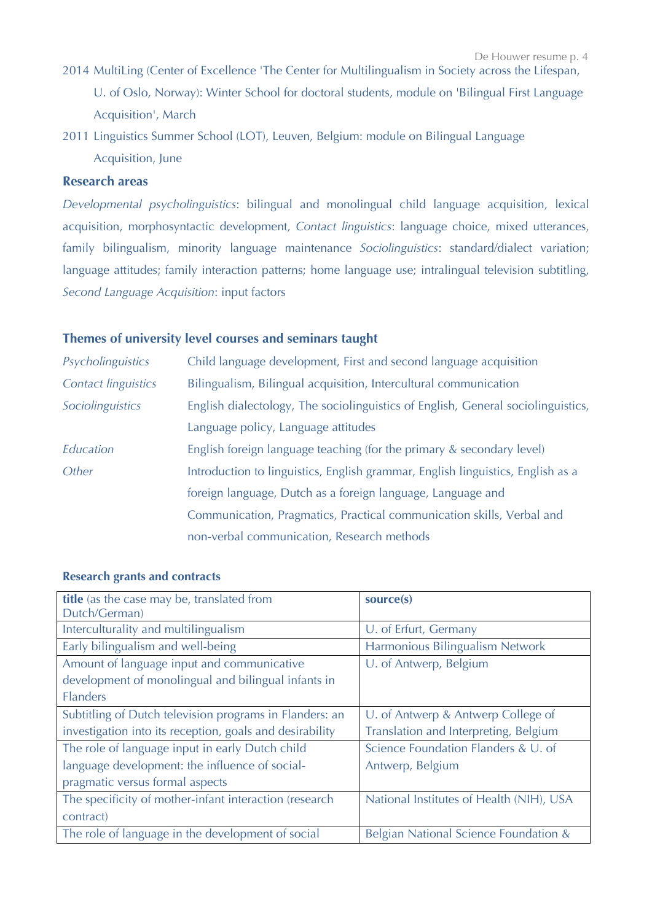2014 MultiLing (Center of Excellence 'The Center for Multilingualism in Society across the Lifespan, U. of Oslo, Norway): Winter School for doctoral students, module on 'Bilingual First Language Acquisition', March

2011 Linguistics Summer School (LOT), Leuven, Belgium: module on Bilingual Language Acquisition, June

### Research areas

*Developmental psycholinguistics*: bilingual and monolingual child language acquisition, lexical acquisition, morphosyntactic development, *Contact linguistics*: language choice, mixed utterances, family bilingualism, minority language maintenance *Sociolinguistics*: standard/dialect variation; language attitudes; family interaction patterns; home language use; intralingual television subtitling, *Second Language Acquisition*: input factors

### Themes of university level courses and seminars taught

| | |
|---|---|
| *Psycholinguistics* | Child language development, First and second language acquisition |
| *Contact linguistics* | Bilingualism, Bilingual acquisition, Intercultural communication |
| *Sociolinguistics* | English dialectology, The sociolinguistics of English, General sociolinguistics, Language policy, Language attitudes |
| *Education* | English foreign language teaching (for the primary & secondary level) |
| *Other* | Introduction to linguistics, English grammar, English linguistics, English as a foreign language, Dutch as a foreign language, Language and Communication, Pragmatics, Practical communication skills, Verbal and non-verbal communication, Research methods |

### Research grants and contracts

| **title** (as the case may be, translated from Dutch/German) | **source(s)** |
|---|---|
| Interculturality and multilingualism | U. of Erfurt, Germany |
| Early bilingualism and well-being | Harmonious Bilingualism Network |
| Amount of language input and communicative development of monolingual and bilingual infants in Flanders | U. of Antwerp, Belgium |
| Subtitling of Dutch television programs in Flanders: an investigation into its reception, goals and desirability | U. of Antwerp & Antwerp College of Translation and Interpreting, Belgium |
| The role of language input in early Dutch child language development: the influence of social-pragmatic versus formal aspects | Science Foundation Flanders & U. of Antwerp, Belgium |
| The specificity of mother-infant interaction (research contract) | National Institutes of Health (NIH), USA |
| The role of language in the development of social | Belgian National Science Foundation & |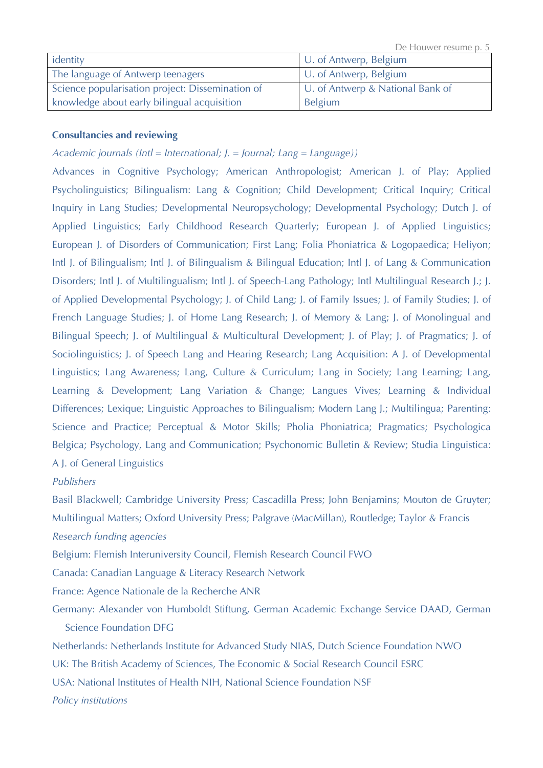| identity | U. of Antwerp, Belgium |
|---|---|
| The language of Antwerp teenagers | U. of Antwerp, Belgium |
| Science popularisation project: Dissemination of knowledge about early bilingual acquisition | U. of Antwerp & National Bank of Belgium |

**Consultancies and reviewing**

*Academic journals (Intl = International; J. = Journal; Lang = Language))*

Advances in Cognitive Psychology; American Anthropologist; American J. of Play; Applied Psycholinguistics; Bilingualism: Lang & Cognition; Child Development; Critical Inquiry; Critical Inquiry in Lang Studies; Developmental Neuropsychology; Developmental Psychology; Dutch J. of Applied Linguistics; Early Childhood Research Quarterly; European J. of Applied Linguistics; European J. of Disorders of Communication; First Lang; Folia Phoniatrica & Logopaedica; Heliyon; Intl J. of Bilingualism; Intl J. of Bilingualism & Bilingual Education; Intl J. of Lang & Communication Disorders; Intl J. of Multilingualism; Intl J. of Speech-Lang Pathology; Intl Multilingual Research J.; J. of Applied Developmental Psychology; J. of Child Lang; J. of Family Issues; J. of Family Studies; J. of French Language Studies; J. of Home Lang Research; J. of Memory & Lang; J. of Monolingual and Bilingual Speech; J. of Multilingual & Multicultural Development; J. of Play; J. of Pragmatics; J. of Sociolinguistics; J. of Speech Lang and Hearing Research; Lang Acquisition: A J. of Developmental Linguistics; Lang Awareness; Lang, Culture & Curriculum; Lang in Society; Lang Learning; Lang, Learning & Development; Lang Variation & Change; Langues Vives; Learning & Individual Differences; Lexique; Linguistic Approaches to Bilingualism; Modern Lang J.; Multilingua; Parenting: Science and Practice; Perceptual & Motor Skills; Pholia Phoniatrica; Pragmatics; Psychologica Belgica; Psychology, Lang and Communication; Psychonomic Bulletin & Review; Studia Linguistica: A J. of General Linguistics

*Publishers*

Basil Blackwell; Cambridge University Press; Cascadilla Press; John Benjamins; Mouton de Gruyter; Multilingual Matters; Oxford University Press; Palgrave (MacMillan), Routledge; Taylor & Francis

*Research funding agencies*

Belgium: Flemish Interuniversity Council, Flemish Research Council FWO

Canada: Canadian Language & Literacy Research Network

France: Agence Nationale de la Recherche ANR

Germany: Alexander von Humboldt Stiftung, German Academic Exchange Service DAAD, German Science Foundation DFG

Netherlands: Netherlands Institute for Advanced Study NIAS, Dutch Science Foundation NWO

UK: The British Academy of Sciences, The Economic & Social Research Council ESRC

USA: National Institutes of Health NIH, National Science Foundation NSF

*Policy institutions*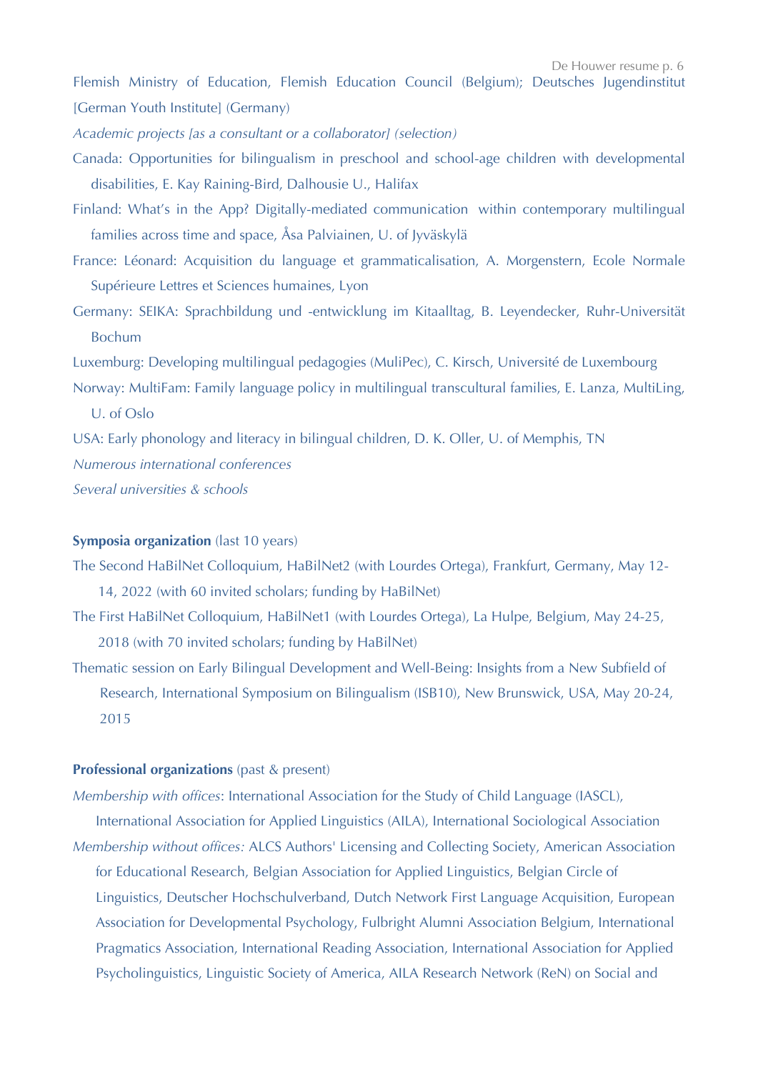Flemish Ministry of Education, Flemish Education Council (Belgium); Deutsches Jugendinstitut [German Youth Institute] (Germany)

*Academic projects [as a consultant or a collaborator] (selection)*

Canada: Opportunities for bilingualism in preschool and school-age children with developmental disabilities, E. Kay Raining-Bird, Dalhousie U., Halifax

Finland: What's in the App? Digitally-mediated communication within contemporary multilingual families across time and space, Åsa Palviainen, U. of Jyväskylä

France: Léonard: Acquisition du language et grammaticalisation, A. Morgenstern, Ecole Normale Supérieure Lettres et Sciences humaines, Lyon

Germany: SEIKA: Sprachbildung und -entwicklung im Kitaalltag, B. Leyendecker, Ruhr-Universität Bochum

Luxemburg: Developing multilingual pedagogies (MuliPec), C. Kirsch, Université de Luxembourg

Norway: MultiFam: Family language policy in multilingual transcultural families, E. Lanza, MultiLing, U. of Oslo

USA: Early phonology and literacy in bilingual children, D. K. Oller, U. of Memphis, TN

*Numerous international conferences*

*Several universities & schools*

**Symposia organization** (last 10 years)

The Second HaBilNet Colloquium, HaBilNet2 (with Lourdes Ortega), Frankfurt, Germany, May 12-14, 2022 (with 60 invited scholars; funding by HaBilNet)

The First HaBilNet Colloquium, HaBilNet1 (with Lourdes Ortega), La Hulpe, Belgium, May 24-25, 2018 (with 70 invited scholars; funding by HaBilNet)

Thematic session on Early Bilingual Development and Well-Being: Insights from a New Subfield of Research, International Symposium on Bilingualism (ISB10), New Brunswick, USA, May 20-24, 2015

**Professional organizations** (past & present)

*Membership with offices*: International Association for the Study of Child Language (IASCL), International Association for Applied Linguistics (AILA), International Sociological Association

*Membership without offices:* ALCS Authors' Licensing and Collecting Society, American Association for Educational Research, Belgian Association for Applied Linguistics, Belgian Circle of Linguistics, Deutscher Hochschulverband, Dutch Network First Language Acquisition, European Association for Developmental Psychology, Fulbright Alumni Association Belgium, International Pragmatics Association, International Reading Association, International Association for Applied Psycholinguistics, Linguistic Society of America, AILA Research Network (ReN) on Social and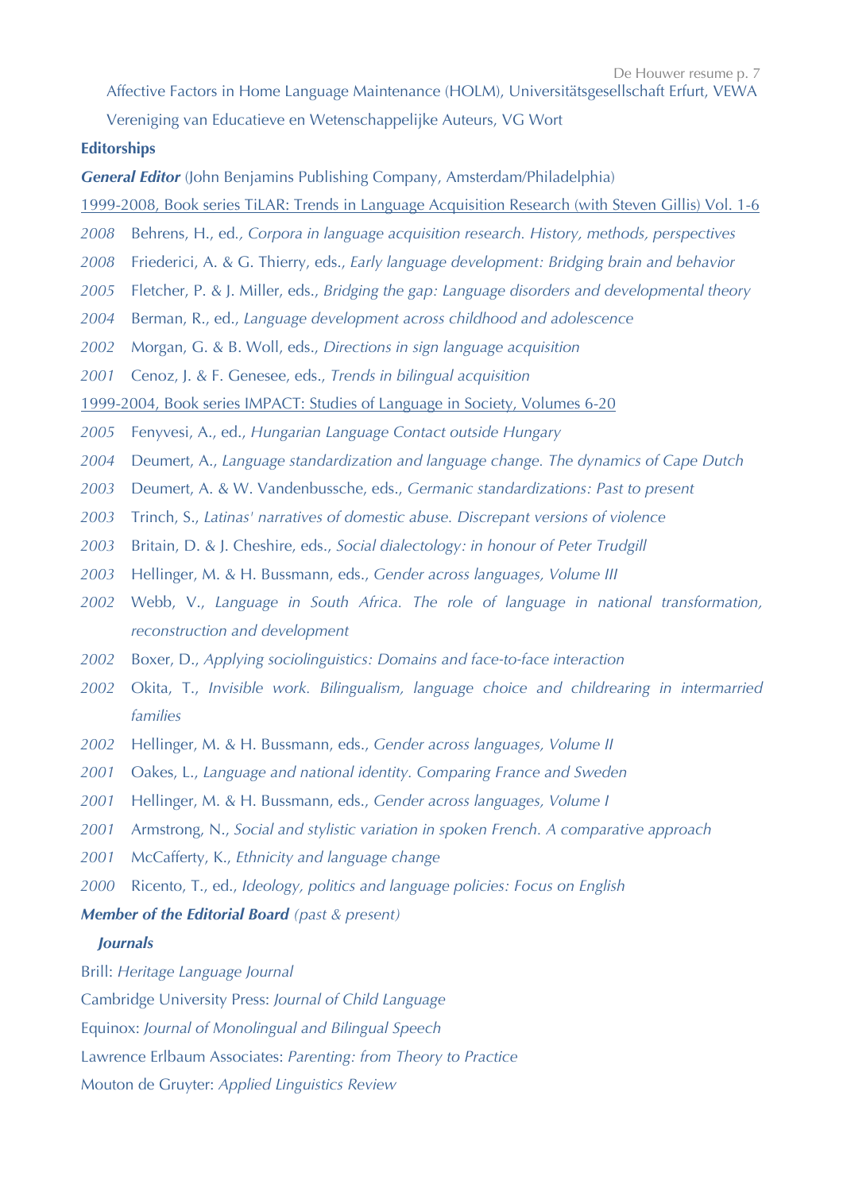Affective Factors in Home Language Maintenance (HOLM), Universitätsgesellschaft Erfurt, VEWA Vereniging van Educatieve en Wetenschappelijke Auteurs, VG Wort

**Editorships**

***General Editor*** (John Benjamins Publishing Company, Amsterdam/Philadelphia)

1999-2008, Book series TiLAR: Trends in Language Acquisition Research (with Steven Gillis) Vol. 1-6

*2008* Behrens, H., ed., *Corpora in language acquisition research. History, methods, perspectives*

*2008* Friederici, A. & G. Thierry, eds., *Early language development: Bridging brain and behavior*

*2005* Fletcher, P. & J. Miller, eds., *Bridging the gap: Language disorders and developmental theory*

*2004* Berman, R., ed., *Language development across childhood and adolescence*

*2002* Morgan, G. & B. Woll, eds., *Directions in sign language acquisition*

*2001* Cenoz, J. & F. Genesee, eds., *Trends in bilingual acquisition*

1999-2004, Book series IMPACT: Studies of Language in Society, Volumes 6-20

*2005* Fenyvesi, A., ed., *Hungarian Language Contact outside Hungary*

*2004* Deumert, A., *Language standardization and language change. The dynamics of Cape Dutch*

*2003* Deumert, A. & W. Vandenbussche, eds., *Germanic standardizations: Past to present*

*2003* Trinch, S., *Latinas' narratives of domestic abuse. Discrepant versions of violence*

*2003* Britain, D. & J. Cheshire, eds., *Social dialectology: in honour of Peter Trudgill*

*2003* Hellinger, M. & H. Bussmann, eds., *Gender across languages, Volume III*

*2002* Webb, V., *Language in South Africa. The role of language in national transformation, reconstruction and development*

*2002* Boxer, D., *Applying sociolinguistics: Domains and face-to-face interaction*

*2002* Okita, T., *Invisible work. Bilingualism, language choice and childrearing in intermarried families*

*2002* Hellinger, M. & H. Bussmann, eds., *Gender across languages, Volume II*

*2001* Oakes, L., *Language and national identity. Comparing France and Sweden*

*2001* Hellinger, M. & H. Bussmann, eds., *Gender across languages, Volume I*

*2001* Armstrong, N., *Social and stylistic variation in spoken French. A comparative approach*

*2001* McCafferty, K., *Ethnicity and language change*

*2000* Ricento, T., ed., *Ideology, politics and language policies: Focus on English*

***Member of the Editorial Board*** *(past & present)*

***Journals***

Brill: *Heritage Language Journal*

Cambridge University Press: *Journal of Child Language*

Equinox: *Journal of Monolingual and Bilingual Speech*

Lawrence Erlbaum Associates: *Parenting: from Theory to Practice*

Mouton de Gruyter: *Applied Linguistics Review*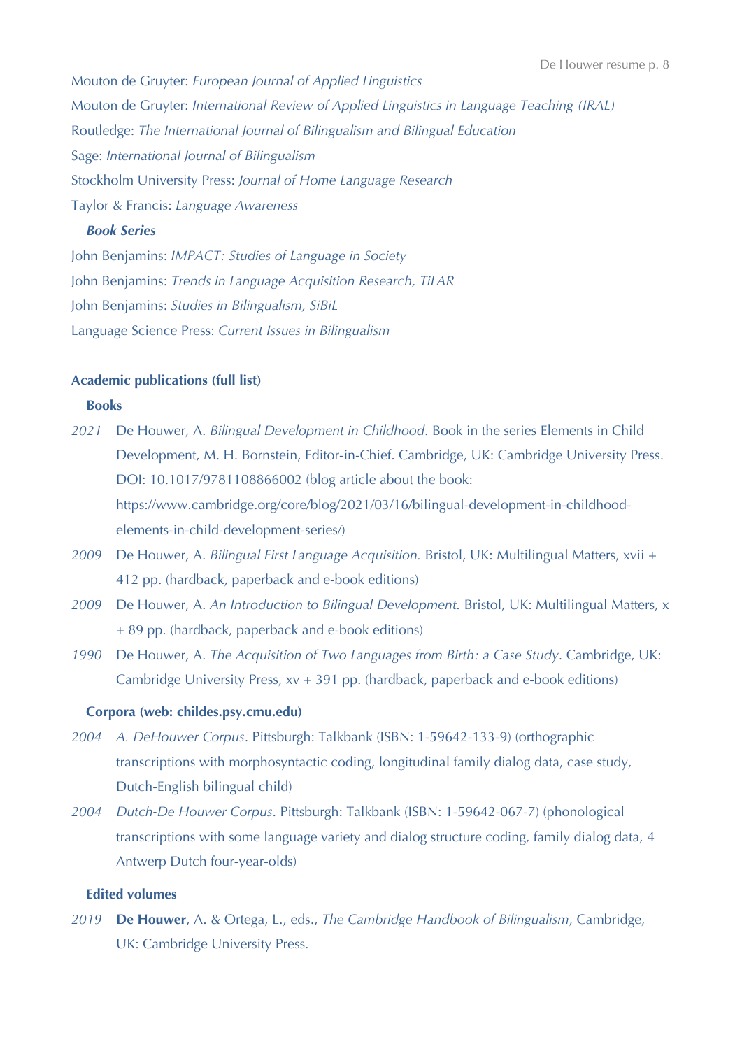Mouton de Gruyter: *European Journal of Applied Linguistics*

Mouton de Gruyter: *International Review of Applied Linguistics in Language Teaching (IRAL)*

Routledge: *The International Journal of Bilingualism and Bilingual Education*

Sage: *International Journal of Bilingualism*

Stockholm University Press: *Journal of Home Language Research*

Taylor & Francis: *Language Awareness*

***Book Series***

John Benjamins: *IMPACT: Studies of Language in Society*

John Benjamins: *Trends in Language Acquisition Research, TiLAR*

John Benjamins: *Studies in Bilingualism, SiBiL*

Language Science Press: *Current Issues in Bilingualism*

## Academic publications (full list)

### Books

*2021* De Houwer, A. *Bilingual Development in Childhood*. Book in the series Elements in Child Development, M. H. Bornstein, Editor-in-Chief. Cambridge, UK: Cambridge University Press. DOI: 10.1017/9781108866002 (blog article about the book: https://www.cambridge.org/core/blog/2021/03/16/bilingual-development-in-childhood-elements-in-child-development-series/)

*2009* De Houwer, A. *Bilingual First Language Acquisition.* Bristol, UK: Multilingual Matters, xvii + 412 pp. (hardback, paperback and e-book editions)

*2009* De Houwer, A. *An Introduction to Bilingual Development.* Bristol, UK: Multilingual Matters, x + 89 pp. (hardback, paperback and e-book editions)

*1990* De Houwer, A. *The Acquisition of Two Languages from Birth: a Case Study*. Cambridge, UK: Cambridge University Press, xv + 391 pp. (hardback, paperback and e-book editions)

### Corpora (web: childes.psy.cmu.edu)

*2004* *A. DeHouwer Corpus*. Pittsburgh: Talkbank (ISBN: 1-59642-133-9) (orthographic transcriptions with morphosyntactic coding, longitudinal family dialog data, case study, Dutch-English bilingual child)

*2004* *Dutch-De Houwer Corpus*. Pittsburgh: Talkbank (ISBN: 1-59642-067-7) (phonological transcriptions with some language variety and dialog structure coding, family dialog data, 4 Antwerp Dutch four-year-olds)

### Edited volumes

*2019* **De Houwer**, A. & Ortega, L., eds., *The Cambridge Handbook of Bilingualism*, Cambridge, UK: Cambridge University Press.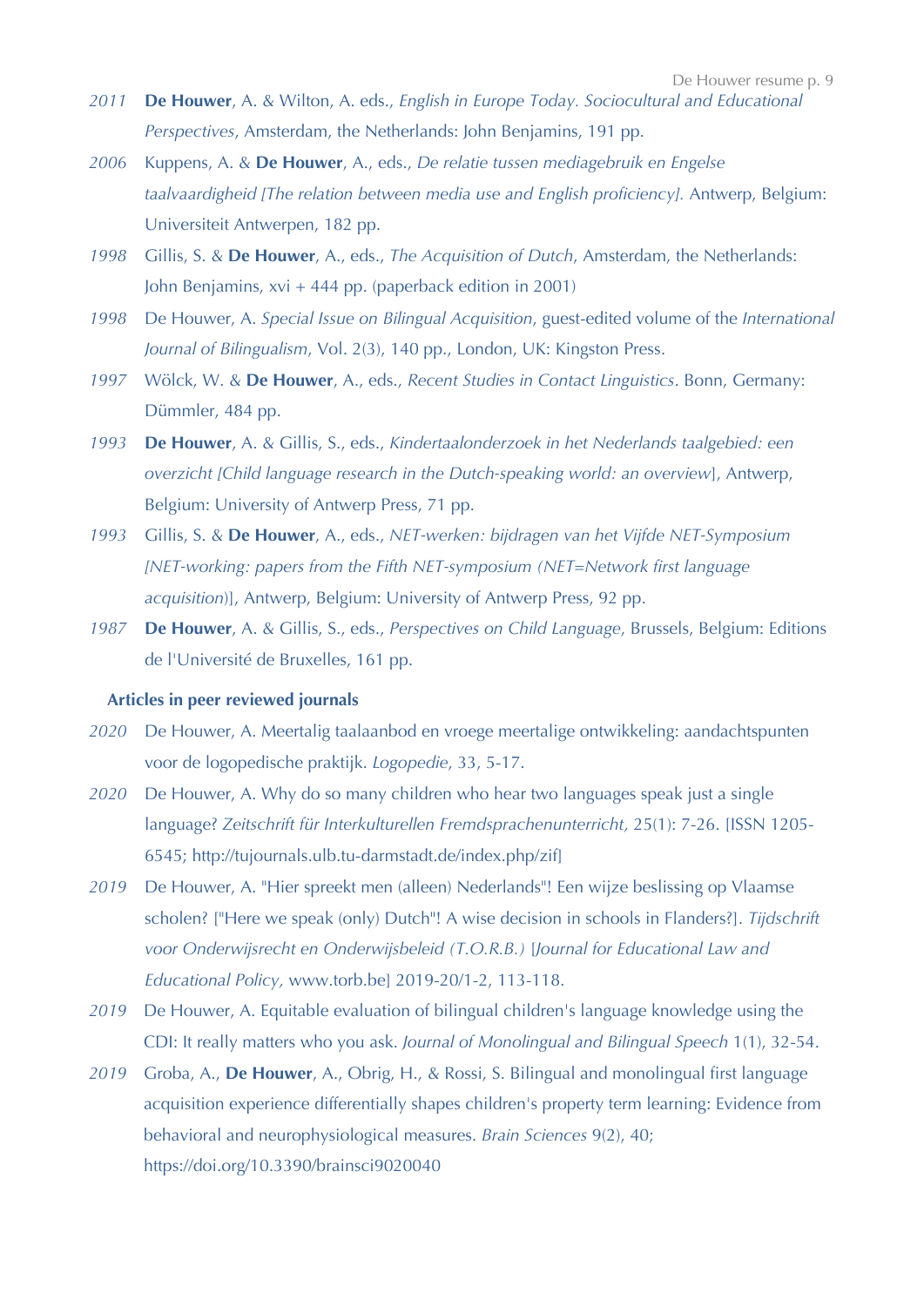*2011* **De Houwer**, A. & Wilton, A. eds., *English in Europe Today. Sociocultural and Educational Perspectives*, Amsterdam, the Netherlands: John Benjamins, 191 pp.

*2006* Kuppens, A. & **De Houwer**, A., eds., *De relatie tussen mediagebruik en Engelse taalvaardigheid [The relation between media use and English proficiency].* Antwerp, Belgium: Universiteit Antwerpen, 182 pp.

*1998* Gillis, S. & **De Houwer**, A., eds., *The Acquisition of Dutch*, Amsterdam, the Netherlands: John Benjamins, xvi + 444 pp. (paperback edition in 2001)

*1998* De Houwer, A. *Special Issue on Bilingual Acquisition*, guest-edited volume of the *International Journal of Bilingualism*, Vol. 2(3), 140 pp., London, UK: Kingston Press.

*1997* Wölck, W. & **De Houwer**, A., eds., *Recent Studies in Contact Linguistics*. Bonn, Germany: Dümmler, 484 pp.

*1993* **De Houwer**, A. & Gillis, S., eds., *Kindertaalonderzoek in het Nederlands taalgebied: een overzicht [Child language research in the Dutch-speaking world: an overview*], Antwerp, Belgium: University of Antwerp Press, 71 pp.

*1993* Gillis, S. & **De Houwer**, A., eds., *NET-werken: bijdragen van het Vijfde NET-Symposium [NET-working: papers from the Fifth NET-symposium (NET=Network first language acquisition*)], Antwerp, Belgium: University of Antwerp Press, 92 pp.

*1987* **De Houwer**, A. & Gillis, S., eds., *Perspectives on Child Language*, Brussels, Belgium: Editions de l'Université de Bruxelles, 161 pp.

**Articles in peer reviewed journals**

*2020* De Houwer, A. Meertalig taalaanbod en vroege meertalige ontwikkeling: aandachtspunten voor de logopedische praktijk. *Logopedie*, 33, 5-17.

*2020* De Houwer, A. Why do so many children who hear two languages speak just a single language? *Zeitschrift für Interkulturellen Fremdsprachenunterricht,* 25(1): 7-26. [ISSN 1205-6545; http://tujournals.ulb.tu-darmstadt.de/index.php/zif]

*2019* De Houwer, A. "Hier spreekt men (alleen) Nederlands"! Een wijze beslissing op Vlaamse scholen? ["Here we speak (only) Dutch"! A wise decision in schools in Flanders?]. *Tijdschrift voor Onderwijsrecht en Onderwijsbeleid (T.O.R.B.)* [*Journal for Educational Law and Educational Policy,* www.torb.be] 2019-20/1-2, 113-118.

*2019* De Houwer, A. Equitable evaluation of bilingual children's language knowledge using the CDI: It really matters who you ask. *Journal of Monolingual and Bilingual Speech* 1(1), 32-54.

*2019* Groba, A., **De Houwer**, A., Obrig, H., & Rossi, S. Bilingual and monolingual first language acquisition experience differentially shapes children's property term learning: Evidence from behavioral and neurophysiological measures. *Brain Sciences* 9(2), 40; https://doi.org/10.3390/brainsci9020040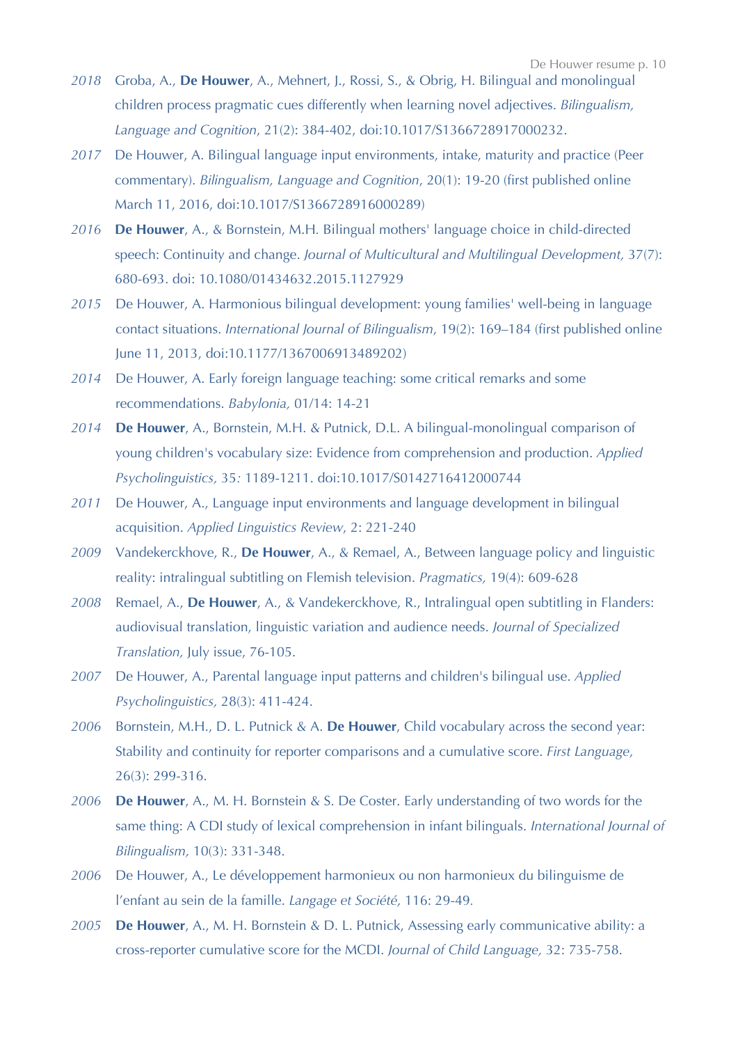*2018* Groba, A., **De Houwer**, A., Mehnert, J., Rossi, S., & Obrig, H. Bilingual and monolingual children process pragmatic cues differently when learning novel adjectives. *Bilingualism, Language and Cognition*, 21(2): 384-402, doi:10.1017/S1366728917000232.

*2017* De Houwer, A. Bilingual language input environments, intake, maturity and practice (Peer commentary). *Bilingualism, Language and Cognition*, 20(1): 19-20 (first published online March 11, 2016, doi:10.1017/S1366728916000289)

*2016* **De Houwer**, A., & Bornstein, M.H. Bilingual mothers' language choice in child-directed speech: Continuity and change. *Journal of Multicultural and Multilingual Development,* 37(7): 680-693. doi: 10.1080/01434632.2015.1127929

*2015* De Houwer, A. Harmonious bilingual development: young families' well-being in language contact situations. *International Journal of Bilingualism*, 19(2): 169–184 (first published online June 11, 2013, doi:10.1177/1367006913489202)

*2014* De Houwer, A. Early foreign language teaching: some critical remarks and some recommendations. *Babylonia,* 01/14: 14-21

*2014* **De Houwer**, A., Bornstein, M.H. & Putnick, D.L. A bilingual-monolingual comparison of young children's vocabulary size: Evidence from comprehension and production. *Applied Psycholinguistics,* 35*:* 1189-1211. doi:10.1017/S0142716412000744

*2011* De Houwer, A., Language input environments and language development in bilingual acquisition. *Applied Linguistics Review*, 2: 221-240

*2009* Vandekerckhove, R., **De Houwer**, A., & Remael, A., Between language policy and linguistic reality: intralingual subtitling on Flemish television. *Pragmatics,* 19(4): 609-628

*2008* Remael, A., **De Houwer**, A., & Vandekerckhove, R., Intralingual open subtitling in Flanders: audiovisual translation, linguistic variation and audience needs. *Journal of Specialized Translation,* July issue, 76-105.

*2007* De Houwer, A., Parental language input patterns and children's bilingual use. *Applied Psycholinguistics,* 28(3): 411-424.

*2006* Bornstein, M.H., D. L. Putnick & A. **De Houwer**, Child vocabulary across the second year: Stability and continuity for reporter comparisons and a cumulative score. *First Language,* 26(3): 299-316.

*2006* **De Houwer**, A., M. H. Bornstein & S. De Coster. Early understanding of two words for the same thing: A CDI study of lexical comprehension in infant bilinguals. *International Journal of Bilingualism,* 10(3): 331-348.

*2006* De Houwer, A., Le développement harmonieux ou non harmonieux du bilinguisme de l'enfant au sein de la famille. *Langage et Société,* 116: 29-49.

*2005* **De Houwer**, A., M. H. Bornstein & D. L. Putnick, Assessing early communicative ability: a cross-reporter cumulative score for the MCDI. *Journal of Child Language,* 32: 735-758.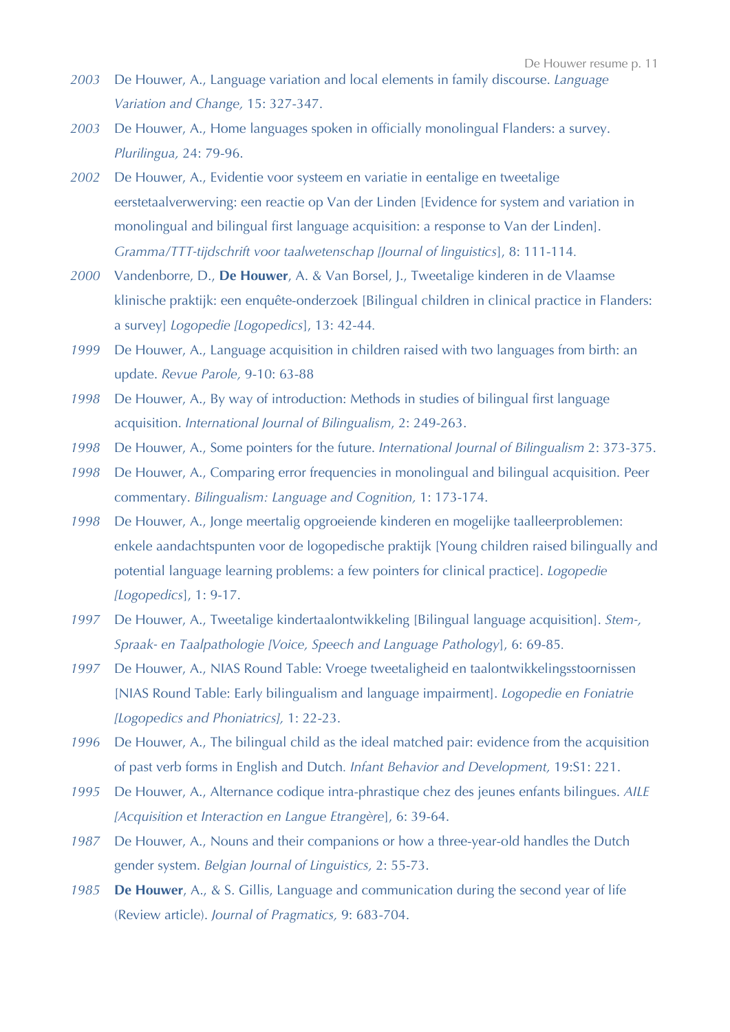*2003* De Houwer, A., Language variation and local elements in family discourse. *Language Variation and Change,* 15: 327-347.

*2003* De Houwer, A., Home languages spoken in officially monolingual Flanders: a survey. *Plurilingua,* 24: 79-96.

*2002* De Houwer, A., Evidentie voor systeem en variatie in eentalige en tweetalige eerstetaalverwerving: een reactie op Van der Linden [Evidence for system and variation in monolingual and bilingual first language acquisition: a response to Van der Linden]. *Gramma/TTT-tijdschrift voor taalwetenschap [Journal of linguistics*], 8: 111-114.

*2000* Vandenborre, D., **De Houwer**, A. & Van Borsel, J., Tweetalige kinderen in de Vlaamse klinische praktijk: een enquête-onderzoek [Bilingual children in clinical practice in Flanders: a survey] *Logopedie [Logopedics*], 13: 42-44.

*1999* De Houwer, A., Language acquisition in children raised with two languages from birth: an update. *Revue Parole,* 9-10: 63-88

*1998* De Houwer, A., By way of introduction: Methods in studies of bilingual first language acquisition. *International Journal of Bilingualism*, 2: 249-263.

*1998* De Houwer, A., Some pointers for the future. *International Journal of Bilingualism* 2: 373-375.

*1998* De Houwer, A., Comparing error frequencies in monolingual and bilingual acquisition. Peer commentary. *Bilingualism: Language and Cognition,* 1: 173-174.

*1998* De Houwer, A., Jonge meertalig opgroeiende kinderen en mogelijke taalleerproblemen: enkele aandachtspunten voor de logopedische praktijk [Young children raised bilingually and potential language learning problems: a few pointers for clinical practice]. *Logopedie [Logopedics*], 1: 9-17.

*1997* De Houwer, A., Tweetalige kindertaalontwikkeling [Bilingual language acquisition]. *Stem-, Spraak- en Taalpathologie [Voice, Speech and Language Pathology*], 6: 69-85.

*1997* De Houwer, A., NIAS Round Table: Vroege tweetaligheid en taalontwikkelingsstoornissen [NIAS Round Table: Early bilingualism and language impairment]. *Logopedie en Foniatrie [Logopedics and Phoniatrics],* 1: 22-23.

*1996* De Houwer, A., The bilingual child as the ideal matched pair: evidence from the acquisition of past verb forms in English and Dutch. *Infant Behavior and Development,* 19:S1: 221.

*1995* De Houwer, A., Alternance codique intra-phrastique chez des jeunes enfants bilingues. *AILE [Acquisition et Interaction en Langue Etrangère*], 6: 39-64.

*1987* De Houwer, A., Nouns and their companions or how a three-year-old handles the Dutch gender system. *Belgian Journal of Linguistics,* 2: 55-73.

*1985* **De Houwer**, A., & S. Gillis, Language and communication during the second year of life (Review article). *Journal of Pragmatics,* 9: 683-704.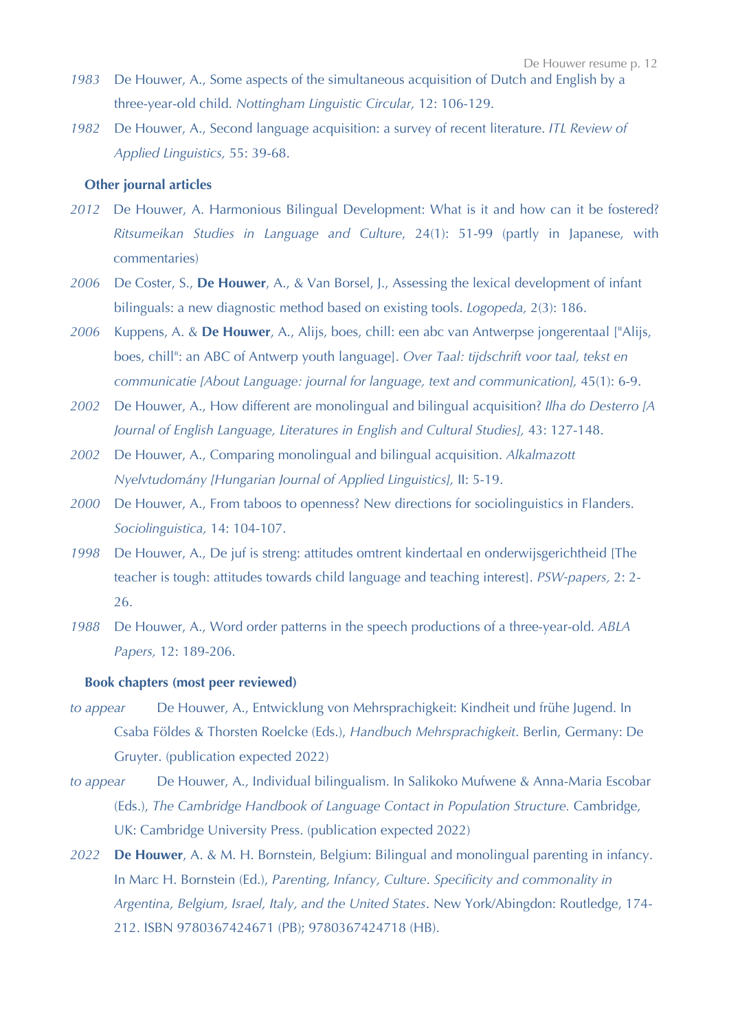*1983* De Houwer, A., Some aspects of the simultaneous acquisition of Dutch and English by a three-year-old child. *Nottingham Linguistic Circular,* 12: 106-129.

*1982* De Houwer, A., Second language acquisition: a survey of recent literature. *ITL Review of Applied Linguistics,* 55: 39-68.

**Other journal articles**

*2012* De Houwer, A. Harmonious Bilingual Development: What is it and how can it be fostered? *Ritsumeikan Studies in Language and Culture*, 24(1): 51-99 (partly in Japanese, with commentaries)

*2006* De Coster, S., **De Houwer**, A., & Van Borsel, J., Assessing the lexical development of infant bilinguals: a new diagnostic method based on existing tools. *Logopeda,* 2(3): 186.

*2006* Kuppens, A. & **De Houwer**, A., Alijs, boes, chill: een abc van Antwerpse jongerentaal ["Alijs, boes, chill": an ABC of Antwerp youth language]. *Over Taal: tijdschrift voor taal, tekst en communicatie [About Language: journal for language, text and communication],* 45(1): 6-9.

*2002* De Houwer, A., How different are monolingual and bilingual acquisition? *Ilha do Desterro [A Journal of English Language, Literatures in English and Cultural Studies],* 43: 127-148.

*2002* De Houwer, A., Comparing monolingual and bilingual acquisition. *Alkalmazott Nyelvtudomány [Hungarian Journal of Applied Linguistics],* II: 5-19.

*2000* De Houwer, A., From taboos to openness? New directions for sociolinguistics in Flanders. *Sociolinguistica,* 14: 104-107.

*1998* De Houwer, A., De juf is streng: attitudes omtrent kindertaal en onderwijsgerichtheid [The teacher is tough: attitudes towards child language and teaching interest]. *PSW-papers,* 2: 2-26.

*1988* De Houwer, A., Word order patterns in the speech productions of a three-year-old. *ABLA Papers,* 12: 189-206.

**Book chapters (most peer reviewed)**

*to appear* De Houwer, A., Entwicklung von Mehrsprachigkeit: Kindheit und frühe Jugend. In Csaba Földes & Thorsten Roelcke (Eds.), *Handbuch Mehrsprachigkeit*. Berlin, Germany: De Gruyter. (publication expected 2022)

*to appear* De Houwer, A., Individual bilingualism. In Salikoko Mufwene & Anna-Maria Escobar (Eds.), *The Cambridge Handbook of Language Contact in Population Structure.* Cambridge, UK: Cambridge University Press. (publication expected 2022)

*2022* **De Houwer**, A. & M. H. Bornstein, Belgium: Bilingual and monolingual parenting in infancy. In Marc H. Bornstein (Ed.), *Parenting, Infancy, Culture. Specificity and commonality in Argentina, Belgium, Israel, Italy, and the United States*. New York/Abingdon: Routledge, 174-212. ISBN 9780367424671 (PB); 9780367424718 (HB).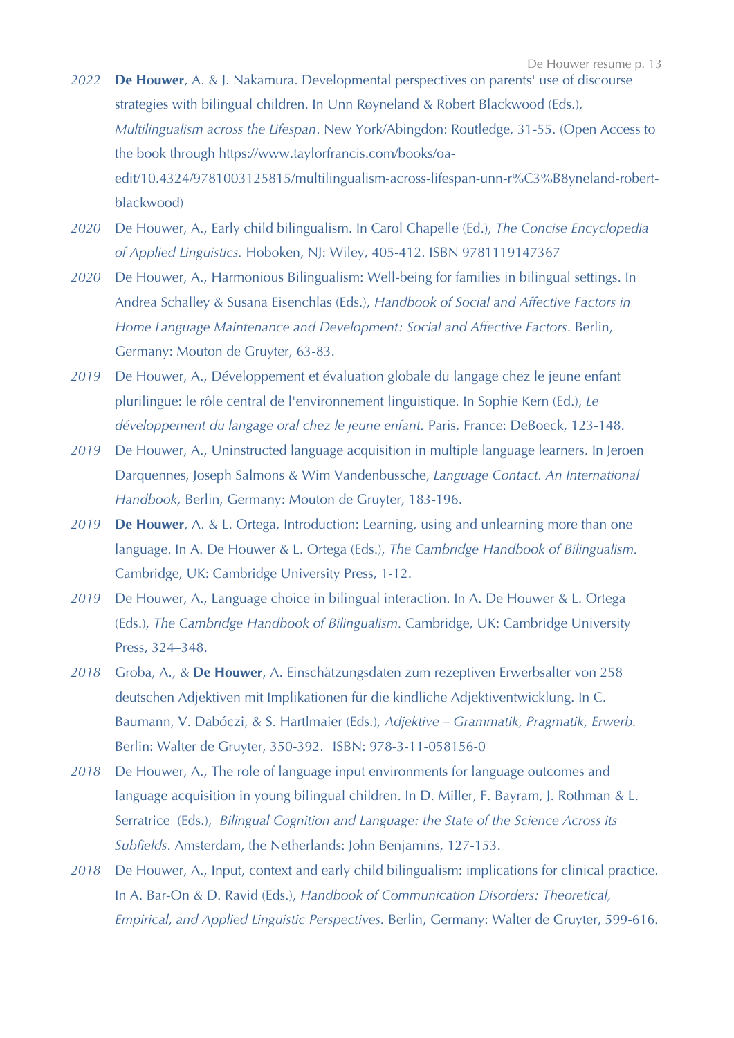*2022* **De Houwer**, A. & J. Nakamura. Developmental perspectives on parents' use of discourse strategies with bilingual children. In Unn Røyneland & Robert Blackwood (Eds.), *Multilingualism across the Lifespan*. New York/Abingdon: Routledge, 31-55. (Open Access to the book through https://www.taylorfrancis.com/books/oa-edit/10.4324/9781003125815/multilingualism-across-lifespan-unn-r%C3%B8yneland-robert-blackwood)

*2020* De Houwer, A., Early child bilingualism. In Carol Chapelle (Ed.), *The Concise Encyclopedia of Applied Linguistics.* Hoboken, NJ: Wiley, 405-412. ISBN 9781119147367

*2020* De Houwer, A., Harmonious Bilingualism: Well-being for families in bilingual settings. In Andrea Schalley & Susana Eisenchlas (Eds.), *Handbook of Social and Affective Factors in Home Language Maintenance and Development: Social and Affective Factors*. Berlin, Germany: Mouton de Gruyter, 63-83.

*2019* De Houwer, A., Développement et évaluation globale du langage chez le jeune enfant plurilingue: le rôle central de l'environnement linguistique. In Sophie Kern (Ed.), *Le développement du langage oral chez le jeune enfant.* Paris, France: DeBoeck, 123-148.

*2019* De Houwer, A., Uninstructed language acquisition in multiple language learners. In Jeroen Darquennes, Joseph Salmons & Wim Vandenbussche, *Language Contact. An International Handbook,* Berlin, Germany: Mouton de Gruyter, 183-196.

*2019* **De Houwer**, A. & L. Ortega, Introduction: Learning, using and unlearning more than one language. In A. De Houwer & L. Ortega (Eds.), *The Cambridge Handbook of Bilingualism.* Cambridge, UK: Cambridge University Press, 1-12.

*2019* De Houwer, A., Language choice in bilingual interaction. In A. De Houwer & L. Ortega (Eds.), *The Cambridge Handbook of Bilingualism.* Cambridge, UK: Cambridge University Press, 324–348.

*2018* Groba, A., & **De Houwer**, A. Einschätzungsdaten zum rezeptiven Erwerbsalter von 258 deutschen Adjektiven mit Implikationen für die kindliche Adjektiventwicklung. In C. Baumann, V. Dabóczi, & S. Hartlmaier (Eds.), *Adjektive – Grammatik, Pragmatik, Erwerb.* Berlin: Walter de Gruyter, 350-392. ISBN: 978-3-11-058156-0

*2018* De Houwer, A., The role of language input environments for language outcomes and language acquisition in young bilingual children. In D. Miller, F. Bayram, J. Rothman & L. Serratrice (Eds.), *Bilingual Cognition and Language: the State of the Science Across its Subfields*. Amsterdam, the Netherlands: John Benjamins, 127-153.

*2018* De Houwer, A., Input, context and early child bilingualism: implications for clinical practice. In A. Bar-On & D. Ravid (Eds.), *Handbook of Communication Disorders: Theoretical, Empirical, and Applied Linguistic Perspectives.* Berlin, Germany: Walter de Gruyter, 599-616.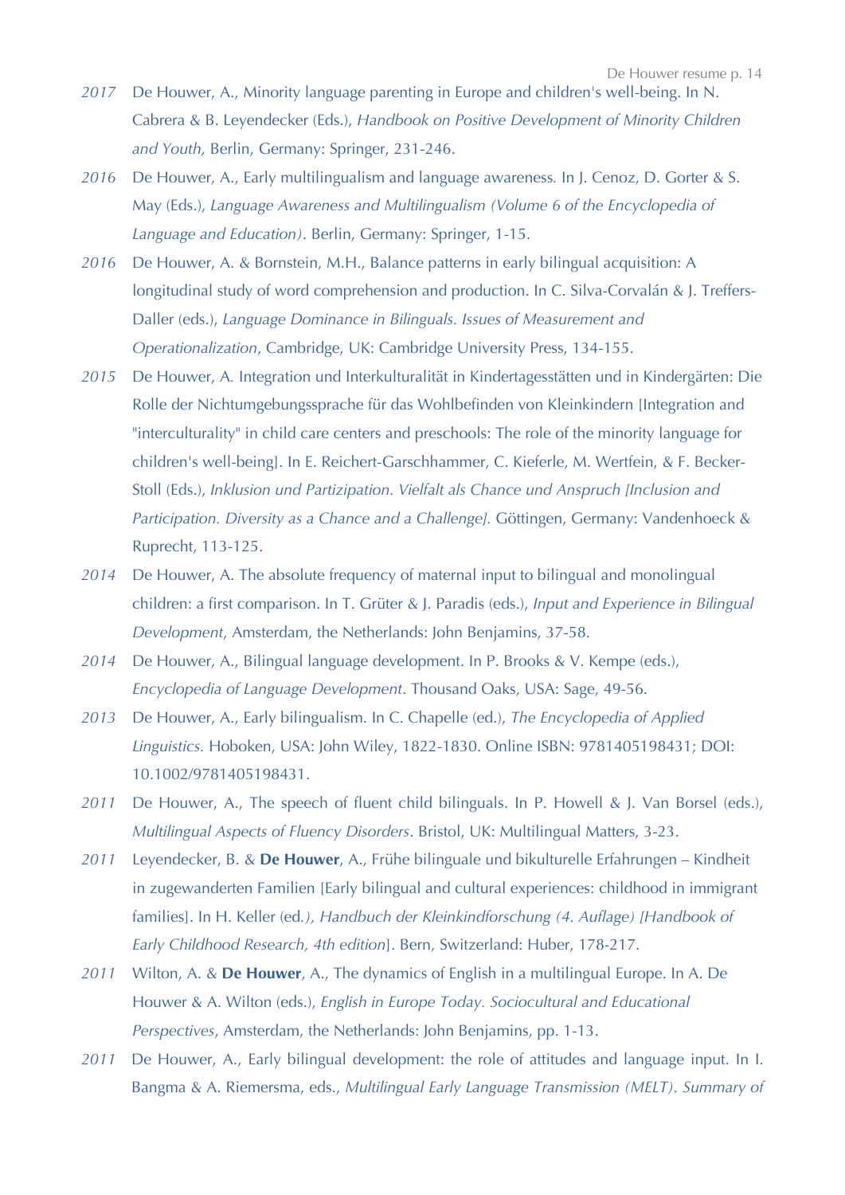*2017* De Houwer, A., Minority language parenting in Europe and children's well-being. In N. Cabrera & B. Leyendecker (Eds.), *Handbook on Positive Development of Minority Children and Youth,* Berlin, Germany: Springer, 231-246.

*2016* De Houwer, A., Early multilingualism and language awareness. In J. Cenoz, D. Gorter & S. May (Eds.), *Language Awareness and Multilingualism (Volume 6 of the Encyclopedia of Language and Education)*. Berlin, Germany: Springer, 1-15.

*2016* De Houwer, A. & Bornstein, M.H., Balance patterns in early bilingual acquisition: A longitudinal study of word comprehension and production. In C. Silva-Corvalán & J. Treffers-Daller (eds.), *Language Dominance in Bilinguals. Issues of Measurement and Operationalization*, Cambridge, UK: Cambridge University Press, 134-155.

*2015* De Houwer, A. Integration und Interkulturalität in Kindertagesstätten und in Kindergärten: Die Rolle der Nichtumgebungssprache für das Wohlbefinden von Kleinkindern [Integration and "interculturality" in child care centers and preschools: The role of the minority language for children's well-being]. In E. Reichert-Garschhammer, C. Kieferle, M. Wertfein, & F. Becker-Stoll (Eds.), *Inklusion und Partizipation. Vielfalt als Chance und Anspruch [Inclusion and Participation. Diversity as a Chance and a Challenge].* Göttingen, Germany: Vandenhoeck & Ruprecht, 113-125.

*2014* De Houwer, A. The absolute frequency of maternal input to bilingual and monolingual children: a first comparison. In T. Grüter & J. Paradis (eds.), *Input and Experience in Bilingual Development*, Amsterdam, the Netherlands: John Benjamins, 37-58.

*2014* De Houwer, A., Bilingual language development. In P. Brooks & V. Kempe (eds.), *Encyclopedia of Language Development*. Thousand Oaks, USA: Sage, 49-56.

*2013* De Houwer, A., Early bilingualism. In C. Chapelle (ed.), *The Encyclopedia of Applied Linguistics.* Hoboken, USA: John Wiley, 1822-1830. Online ISBN: 9781405198431; DOI: 10.1002/9781405198431.

*2011* De Houwer, A., The speech of fluent child bilinguals. In P. Howell & J. Van Borsel (eds.), *Multilingual Aspects of Fluency Disorders*. Bristol, UK: Multilingual Matters, 3-23.

*2011* Leyendecker, B. & **De Houwer**, A., Frühe bilinguale und bikulturelle Erfahrungen – Kindheit in zugewanderten Familien [Early bilingual and cultural experiences: childhood in immigrant families]. In H. Keller (ed.*), Handbuch der Kleinkindforschung (4. Auflage) [Handbook of Early Childhood Research, 4th edition*]. Bern, Switzerland: Huber, 178-217.

*2011* Wilton, A. & **De Houwer**, A., The dynamics of English in a multilingual Europe. In A. De Houwer & A. Wilton (eds.), *English in Europe Today. Sociocultural and Educational Perspectives*, Amsterdam, the Netherlands: John Benjamins, pp. 1-13.

*2011* De Houwer, A., Early bilingual development: the role of attitudes and language input. In I. Bangma & A. Riemersma, eds., *Multilingual Early Language Transmission (MELT). Summary of*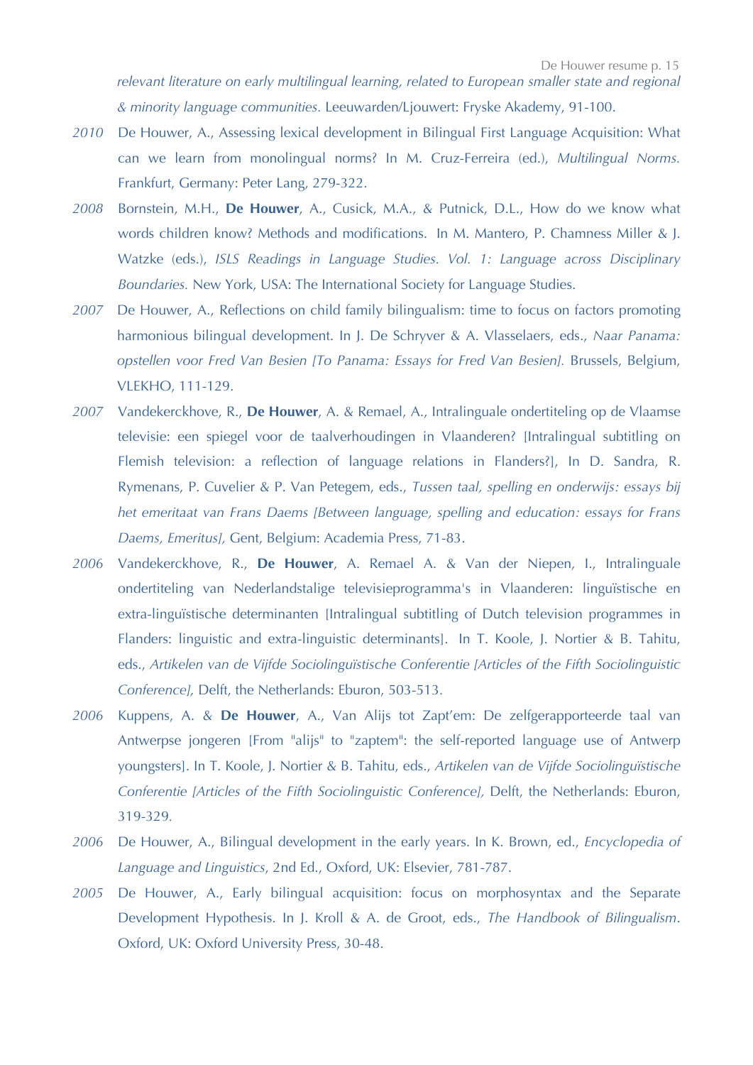*relevant literature on early multilingual learning, related to European smaller state and regional & minority language communities*. Leeuwarden/Ljouwert: Fryske Akademy, 91-100.

*2010* De Houwer, A., Assessing lexical development in Bilingual First Language Acquisition: What can we learn from monolingual norms? In M. Cruz-Ferreira (ed.), *Multilingual Norms*. Frankfurt, Germany: Peter Lang, 279-322.

*2008* Bornstein, M.H., **De Houwer**, A., Cusick, M.A., & Putnick, D.L., How do we know what words children know? Methods and modifications. In M. Mantero, P. Chamness Miller & J. Watzke (eds.), *ISLS Readings in Language Studies. Vol. 1: Language across Disciplinary Boundaries.* New York, USA: The International Society for Language Studies.

*2007* De Houwer, A., Reflections on child family bilingualism: time to focus on factors promoting harmonious bilingual development. In J. De Schryver & A. Vlasselaers, eds., *Naar Panama: opstellen voor Fred Van Besien [To Panama: Essays for Fred Van Besien].* Brussels, Belgium, VLEKHO, 111-129.

*2007* Vandekerckhove, R., **De Houwer**, A. & Remael, A., Intralinguale ondertiteling op de Vlaamse televisie: een spiegel voor de taalverhoudingen in Vlaanderen? [Intralingual subtitling on Flemish television: a reflection of language relations in Flanders?], In D. Sandra, R. Rymenans, P. Cuvelier & P. Van Petegem, eds., *Tussen taal, spelling en onderwijs: essays bij het emeritaat van Frans Daems [Between language, spelling and education: essays for Frans Daems, Emeritus],* Gent, Belgium: Academia Press, 71-83.

*2006* Vandekerckhove, R., **De Houwer**, A. Remael A. & Van der Niepen, I., Intralinguale ondertiteling van Nederlandstalige televisieprogramma's in Vlaanderen: linguïstische en extra-linguïstische determinanten [Intralingual subtitling of Dutch television programmes in Flanders: linguistic and extra-linguistic determinants]. In T. Koole, J. Nortier & B. Tahitu, eds., *Artikelen van de Vijfde Sociolinguïstische Conferentie [Articles of the Fifth Sociolinguistic Conference],* Delft, the Netherlands: Eburon, 503-513.

*2006* Kuppens, A. & **De Houwer**, A., Van Alijs tot Zapt'em: De zelfgerapporteerde taal van Antwerpse jongeren [From "alijs" to "zaptem": the self-reported language use of Antwerp youngsters]. In T. Koole, J. Nortier & B. Tahitu, eds., *Artikelen van de Vijfde Sociolinguïstische Conferentie [Articles of the Fifth Sociolinguistic Conference],* Delft, the Netherlands: Eburon, 319-329.

*2006* De Houwer, A., Bilingual development in the early years. In K. Brown, ed., *Encyclopedia of Language and Linguistics*, 2nd Ed., Oxford, UK: Elsevier, 781-787.

*2005* De Houwer, A., Early bilingual acquisition: focus on morphosyntax and the Separate Development Hypothesis. In J. Kroll & A. de Groot, eds., *The Handbook of Bilingualism*. Oxford, UK: Oxford University Press, 30-48.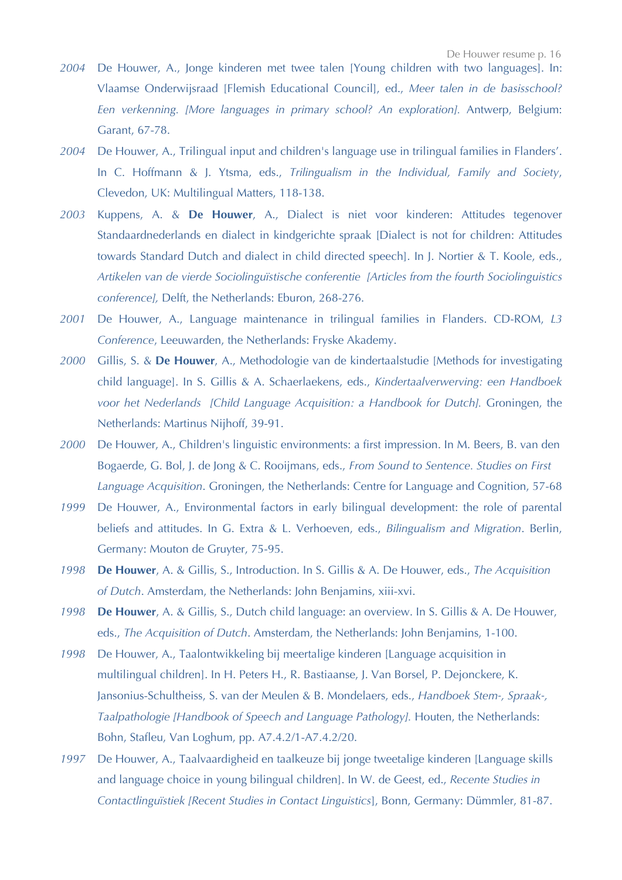*2004* De Houwer, A., Jonge kinderen met twee talen [Young children with two languages]. In: Vlaamse Onderwijsraad [Flemish Educational Council], ed., *Meer talen in de basisschool? Een verkenning. [More languages in primary school? An exploration].* Antwerp, Belgium: Garant, 67-78.

*2004* De Houwer, A., Trilingual input and children's language use in trilingual families in Flanders'. In C. Hoffmann & J. Ytsma, eds., *Trilingualism in the Individual, Family and Society*, Clevedon, UK: Multilingual Matters, 118-138.

*2003* Kuppens, A. & **De Houwer**, A., Dialect is niet voor kinderen: Attitudes tegenover Standaardnederlands en dialect in kindgerichte spraak [Dialect is not for children: Attitudes towards Standard Dutch and dialect in child directed speech]. In J. Nortier & T. Koole, eds., *Artikelen van de vierde Sociolinguïstische conferentie [Articles from the fourth Sociolinguistics conference],* Delft, the Netherlands: Eburon, 268-276.

*2001* De Houwer, A., Language maintenance in trilingual families in Flanders. CD-ROM, *L3 Conference*, Leeuwarden, the Netherlands: Fryske Akademy.

*2000* Gillis, S. & **De Houwer**, A., Methodologie van de kindertaalstudie [Methods for investigating child language]. In S. Gillis & A. Schaerlaekens, eds., *Kindertaalverwerving: een Handboek voor het Nederlands [Child Language Acquisition: a Handbook for Dutch].* Groningen, the Netherlands: Martinus Nijhoff, 39-91.

*2000* De Houwer, A., Children's linguistic environments: a first impression. In M. Beers, B. van den Bogaerde, G. Bol, J. de Jong & C. Rooijmans, eds., *From Sound to Sentence. Studies on First Language Acquisition*. Groningen, the Netherlands: Centre for Language and Cognition, 57-68

*1999* De Houwer, A., Environmental factors in early bilingual development: the role of parental beliefs and attitudes. In G. Extra & L. Verhoeven, eds., *Bilingualism and Migration*. Berlin, Germany: Mouton de Gruyter, 75-95.

*1998* **De Houwer**, A. & Gillis, S., Introduction. In S. Gillis & A. De Houwer, eds., *The Acquisition of Dutch*. Amsterdam, the Netherlands: John Benjamins, xiii-xvi.

*1998* **De Houwer**, A. & Gillis, S., Dutch child language: an overview. In S. Gillis & A. De Houwer, eds., *The Acquisition of Dutch*. Amsterdam, the Netherlands: John Benjamins, 1-100.

*1998* De Houwer, A., Taalontwikkeling bij meertalige kinderen [Language acquisition in multilingual children]. In H. Peters H., R. Bastiaanse, J. Van Borsel, P. Dejonckere, K. Jansonius-Schultheiss, S. van der Meulen & B. Mondelaers, eds., *Handboek Stem-, Spraak-, Taalpathologie [Handbook of Speech and Language Pathology].* Houten, the Netherlands: Bohn, Stafleu, Van Loghum, pp. A7.4.2/1-A7.4.2/20.

*1997* De Houwer, A., Taalvaardigheid en taalkeuze bij jonge tweetalige kinderen [Language skills and language choice in young bilingual children]. In W. de Geest, ed., *Recente Studies in Contactlinguïstiek [Recent Studies in Contact Linguistics*], Bonn, Germany: Dümmler, 81-87.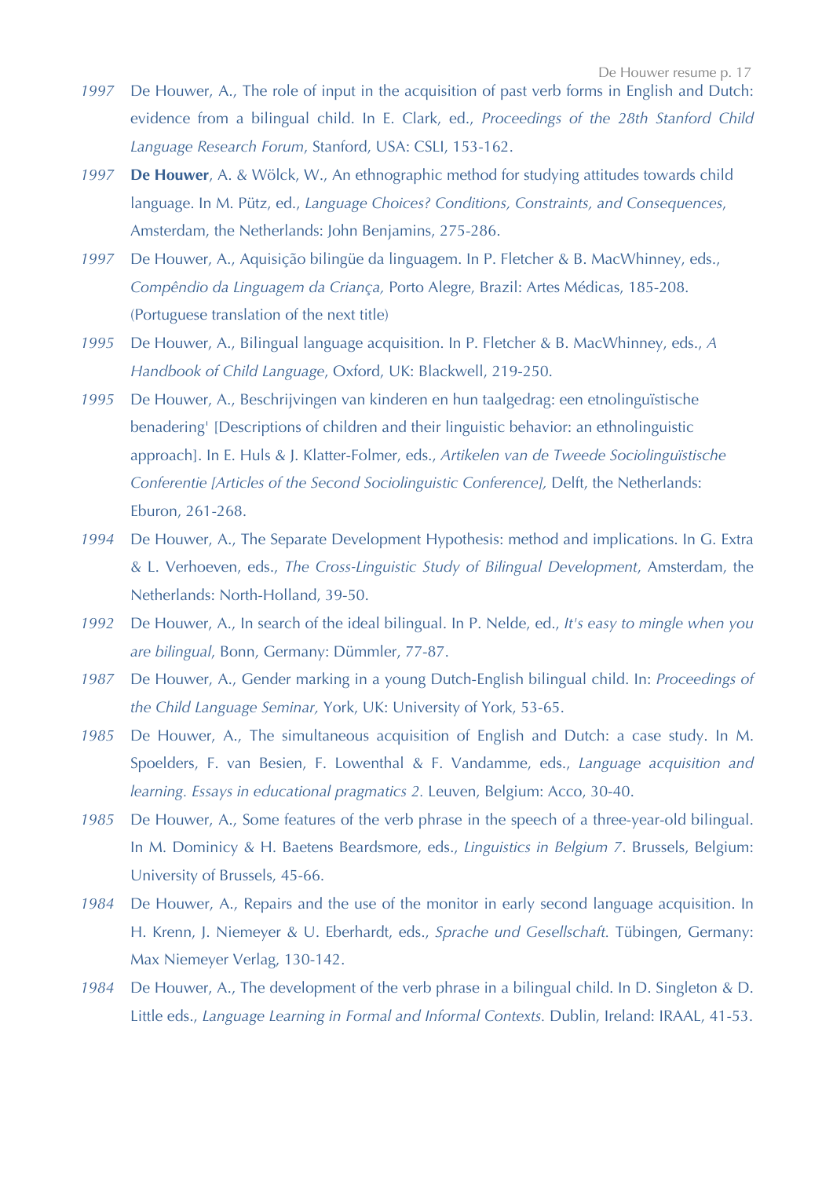*1997* De Houwer, A., The role of input in the acquisition of past verb forms in English and Dutch: evidence from a bilingual child. In E. Clark, ed., *Proceedings of the 28th Stanford Child Language Research Forum*, Stanford, USA: CSLI, 153-162.

*1997* **De Houwer**, A. & Wölck, W., An ethnographic method for studying attitudes towards child language. In M. Pütz, ed., *Language Choices? Conditions, Constraints, and Consequences*, Amsterdam, the Netherlands: John Benjamins, 275-286.

*1997* De Houwer, A., Aquisição bilingüe da linguagem. In P. Fletcher & B. MacWhinney, eds., *Compêndio da Linguagem da Criança,* Porto Alegre, Brazil: Artes Médicas, 185-208. (Portuguese translation of the next title)

*1995* De Houwer, A., Bilingual language acquisition. In P. Fletcher & B. MacWhinney, eds., *A Handbook of Child Language*, Oxford, UK: Blackwell, 219-250.

*1995* De Houwer, A., Beschrijvingen van kinderen en hun taalgedrag: een etnolinguïstische benadering' [Descriptions of children and their linguistic behavior: an ethnolinguistic approach]. In E. Huls & J. Klatter-Folmer, eds., *Artikelen van de Tweede Sociolinguïstische Conferentie [Articles of the Second Sociolinguistic Conference],* Delft, the Netherlands: Eburon, 261-268.

*1994* De Houwer, A., The Separate Development Hypothesis: method and implications. In G. Extra & L. Verhoeven, eds., *The Cross-Linguistic Study of Bilingual Development*, Amsterdam, the Netherlands: North-Holland, 39-50.

*1992* De Houwer, A., In search of the ideal bilingual. In P. Nelde, ed., *It's easy to mingle when you are bilingual*, Bonn, Germany: Dümmler, 77-87.

*1987* De Houwer, A., Gender marking in a young Dutch-English bilingual child. In: *Proceedings of the Child Language Seminar,* York, UK: University of York, 53-65.

*1985* De Houwer, A., The simultaneous acquisition of English and Dutch: a case study. In M. Spoelders, F. van Besien, F. Lowenthal & F. Vandamme, eds., *Language acquisition and learning. Essays in educational pragmatics 2.* Leuven, Belgium: Acco, 30-40.

*1985* De Houwer, A., Some features of the verb phrase in the speech of a three-year-old bilingual. In M. Dominicy & H. Baetens Beardsmore, eds., *Linguistics in Belgium 7*. Brussels, Belgium: University of Brussels, 45-66.

*1984* De Houwer, A., Repairs and the use of the monitor in early second language acquisition. In H. Krenn, J. Niemeyer & U. Eberhardt, eds., *Sprache und Gesellschaft.* Tübingen, Germany: Max Niemeyer Verlag, 130-142.

*1984* De Houwer, A., The development of the verb phrase in a bilingual child. In D. Singleton & D. Little eds., *Language Learning in Formal and Informal Contexts.* Dublin, Ireland: IRAAL, 41-53.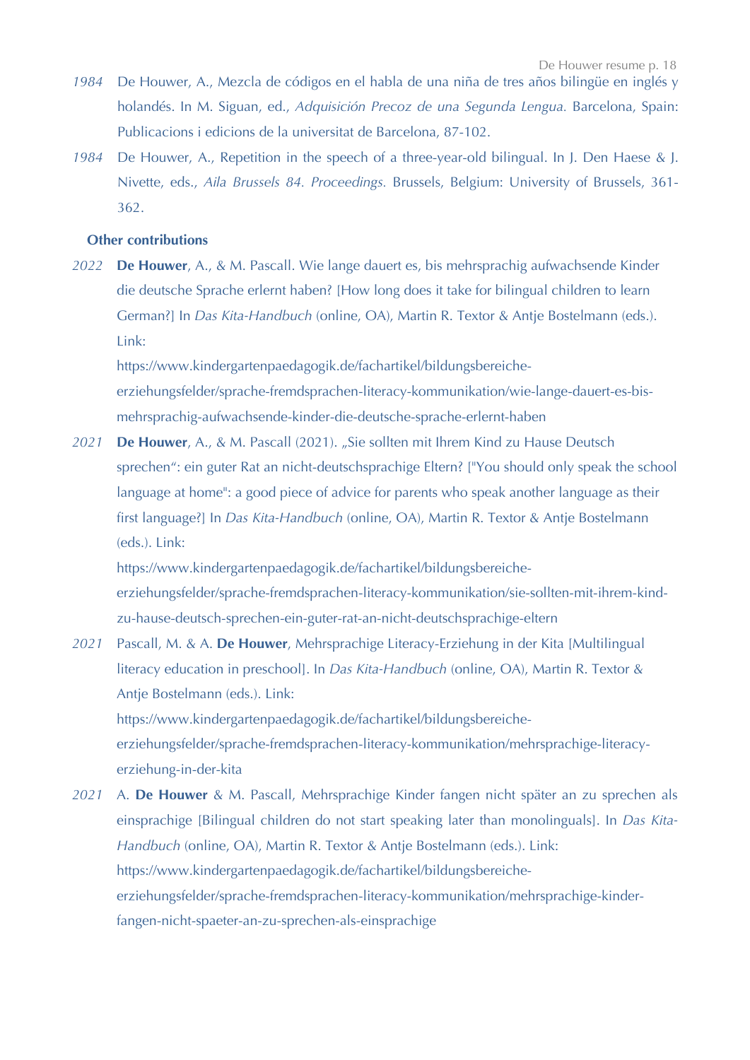*1984* De Houwer, A., Mezcla de códigos en el habla de una niña de tres años bilingüe en inglés y holandés. In M. Siguan, ed., *Adquisición Precoz de una Segunda Lengua.* Barcelona, Spain: Publicacions i edicions de la universitat de Barcelona, 87-102.

*1984* De Houwer, A., Repetition in the speech of a three-year-old bilingual. In J. Den Haese & J. Nivette, eds., *Aila Brussels 84. Proceedings.* Brussels, Belgium: University of Brussels, 361-362.

**Other contributions**

*2022* **De Houwer**, A., & M. Pascall. Wie lange dauert es, bis mehrsprachig aufwachsende Kinder die deutsche Sprache erlernt haben? [How long does it take for bilingual children to learn German?] In *Das Kita-Handbuch* (online, OA), Martin R. Textor & Antje Bostelmann (eds.). Link: https://www.kindergartenpaedagogik.de/fachartikel/bildungsbereiche-erziehungsfelder/sprache-fremdsprachen-literacy-kommunikation/wie-lange-dauert-es-bis-mehrsprachig-aufwachsende-kinder-die-deutsche-sprache-erlernt-haben

*2021* **De Houwer**, A., & M. Pascall (2021). „Sie sollten mit Ihrem Kind zu Hause Deutsch sprechen": ein guter Rat an nicht-deutschsprachige Eltern? ["You should only speak the school language at home": a good piece of advice for parents who speak another language as their first language?] In *Das Kita-Handbuch* (online, OA), Martin R. Textor & Antje Bostelmann (eds.). Link: https://www.kindergartenpaedagogik.de/fachartikel/bildungsbereiche-erziehungsfelder/sprache-fremdsprachen-literacy-kommunikation/sie-sollten-mit-ihrem-kind-zu-hause-deutsch-sprechen-ein-guter-rat-an-nicht-deutschsprachige-eltern

*2021* Pascall, M. & A. **De Houwer**, Mehrsprachige Literacy-Erziehung in der Kita [Multilingual literacy education in preschool]. In *Das Kita-Handbuch* (online, OA), Martin R. Textor & Antje Bostelmann (eds.). Link: https://www.kindergartenpaedagogik.de/fachartikel/bildungsbereiche-erziehungsfelder/sprache-fremdsprachen-literacy-kommunikation/mehrsprachige-literacy-erziehung-in-der-kita

*2021* A. **De Houwer** & M. Pascall, Mehrsprachige Kinder fangen nicht später an zu sprechen als einsprachige [Bilingual children do not start speaking later than monolinguals]. In *Das Kita-Handbuch* (online, OA), Martin R. Textor & Antje Bostelmann (eds.). Link: https://www.kindergartenpaedagogik.de/fachartikel/bildungsbereiche-erziehungsfelder/sprache-fremdsprachen-literacy-kommunikation/mehrsprachige-kinder-fangen-nicht-spaeter-an-zu-sprechen-als-einsprachige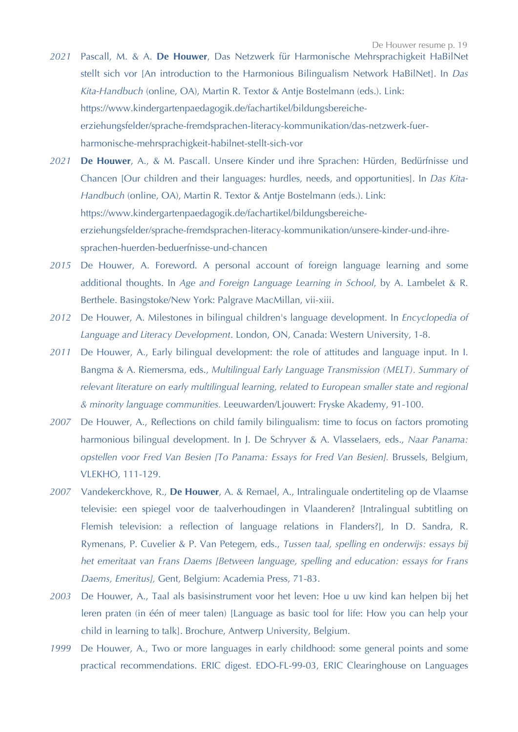*2021* Pascall, M. & A. **De Houwer**, Das Netzwerk für Harmonische Mehrsprachigkeit HaBilNet stellt sich vor [An introduction to the Harmonious Bilingualism Network HaBilNet]. In *Das Kita-Handbuch* (online, OA), Martin R. Textor & Antje Bostelmann (eds.). Link: https://www.kindergartenpaedagogik.de/fachartikel/bildungsbereiche-erziehungsfelder/sprache-fremdsprachen-literacy-kommunikation/das-netzwerk-fuer-harmonische-mehrsprachigkeit-habilnet-stellt-sich-vor

*2021* **De Houwer**, A., & M. Pascall. Unsere Kinder und ihre Sprachen: Hürden, Bedürfnisse und Chancen [Our children and their languages: hurdles, needs, and opportunities]. In *Das Kita-Handbuch* (online, OA), Martin R. Textor & Antje Bostelmann (eds.). Link: https://www.kindergartenpaedagogik.de/fachartikel/bildungsbereiche-erziehungsfelder/sprache-fremdsprachen-literacy-kommunikation/unsere-kinder-und-ihre-sprachen-huerden-beduerfnisse-und-chancen

*2015* De Houwer, A. Foreword. A personal account of foreign language learning and some additional thoughts. In *Age and Foreign Language Learning in School*, by A. Lambelet & R. Berthele. Basingstoke/New York: Palgrave MacMillan, vii-xiii.

*2012* De Houwer, A. Milestones in bilingual children's language development. In *Encyclopedia of Language and Literacy Development*. London, ON, Canada: Western University, 1-8.

*2011* De Houwer, A., Early bilingual development: the role of attitudes and language input. In I. Bangma & A. Riemersma, eds., *Multilingual Early Language Transmission (MELT). Summary of relevant literature on early multilingual learning, related to European smaller state and regional & minority language communities.* Leeuwarden/Ljouwert: Fryske Akademy, 91-100.

*2007* De Houwer, A., Reflections on child family bilingualism: time to focus on factors promoting harmonious bilingual development. In J. De Schryver & A. Vlasselaers, eds., *Naar Panama: opstellen voor Fred Van Besien [To Panama: Essays for Fred Van Besien].* Brussels, Belgium, VLEKHO, 111-129.

*2007* Vandekerckhove, R., **De Houwer**, A. & Remael, A., Intralinguale ondertiteling op de Vlaamse televisie: een spiegel voor de taalverhoudingen in Vlaanderen? [Intralingual subtitling on Flemish television: a reflection of language relations in Flanders?], In D. Sandra, R. Rymenans, P. Cuvelier & P. Van Petegem, eds., *Tussen taal, spelling en onderwijs: essays bij het emeritaat van Frans Daems [Between language, spelling and education: essays for Frans Daems, Emeritus],* Gent, Belgium: Academia Press, 71-83.

*2003* De Houwer, A., Taal als basisinstrument voor het leven: Hoe u uw kind kan helpen bij het leren praten (in één of meer talen) [Language as basic tool for life: How you can help your child in learning to talk]. Brochure, Antwerp University, Belgium.

*1999* De Houwer, A., Two or more languages in early childhood: some general points and some practical recommendations. ERIC digest. EDO-FL-99-03, ERIC Clearinghouse on Languages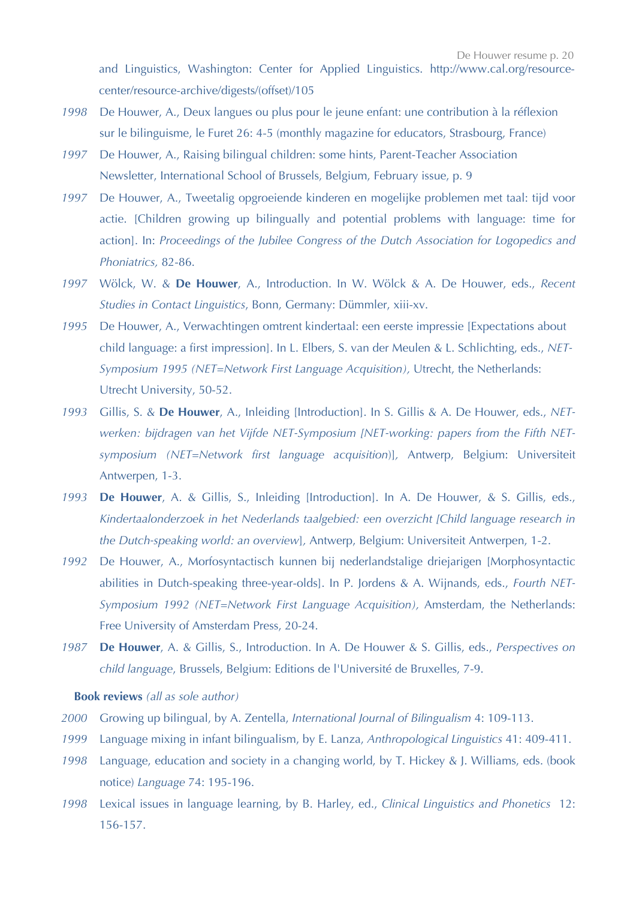and Linguistics, Washington: Center for Applied Linguistics. http://www.cal.org/resource-center/resource-archive/digests/(offset)/105

*1998* De Houwer, A., Deux langues ou plus pour le jeune enfant: une contribution à la réflexion sur le bilinguisme, le Furet 26: 4-5 (monthly magazine for educators, Strasbourg, France)

*1997* De Houwer, A., Raising bilingual children: some hints, Parent-Teacher Association Newsletter, International School of Brussels, Belgium, February issue, p. 9

*1997* De Houwer, A., Tweetalig opgroeiende kinderen en mogelijke problemen met taal: tijd voor actie. [Children growing up bilingually and potential problems with language: time for action]. In: *Proceedings of the Jubilee Congress of the Dutch Association for Logopedics and Phoniatrics,* 82-86.

*1997* Wölck, W. & **De Houwer**, A., Introduction. In W. Wölck & A. De Houwer, eds., *Recent Studies in Contact Linguistics*, Bonn, Germany: Dümmler, xiii-xv.

*1995* De Houwer, A., Verwachtingen omtrent kindertaal: een eerste impressie [Expectations about child language: a first impression]. In L. Elbers, S. van der Meulen & L. Schlichting, eds., *NET-Symposium 1995 (NET=Network First Language Acquisition),* Utrecht, the Netherlands: Utrecht University, 50-52.

*1993* Gillis, S. & **De Houwer**, A., Inleiding [Introduction]. In S. Gillis & A. De Houwer, eds., *NET-werken: bijdragen van het Vijfde NET-Symposium [NET-working: papers from the Fifth NET-symposium (NET=Network first language acquisition)],* Antwerp, Belgium: Universiteit Antwerpen, 1-3.

*1993* **De Houwer**, A. & Gillis, S., Inleiding [Introduction]. In A. De Houwer, & S. Gillis, eds., *Kindertaalonderzoek in het Nederlands taalgebied: een overzicht [Child language research in the Dutch-speaking world: an overview],* Antwerp, Belgium: Universiteit Antwerpen, 1-2.

*1992* De Houwer, A., Morfosyntactisch kunnen bij nederlandstalige driejarigen [Morphosyntactic abilities in Dutch-speaking three-year-olds]. In P. Jordens & A. Wijnands, eds., *Fourth NET-Symposium 1992 (NET=Network First Language Acquisition),* Amsterdam, the Netherlands: Free University of Amsterdam Press, 20-24.

*1987* **De Houwer**, A. & Gillis, S., Introduction. In A. De Houwer & S. Gillis, eds., *Perspectives on child language*, Brussels, Belgium: Editions de l'Université de Bruxelles, 7-9.

**Book reviews** *(all as sole author)*

*2000* Growing up bilingual, by A. Zentella, *International Journal of Bilingualism* 4: 109-113.

*1999* Language mixing in infant bilingualism, by E. Lanza, *Anthropological Linguistics* 41: 409-411.

*1998* Language, education and society in a changing world, by T. Hickey & J. Williams, eds. (book notice) *Language* 74: 195-196.

*1998* Lexical issues in language learning, by B. Harley, ed., *Clinical Linguistics and Phonetics* 12: 156-157.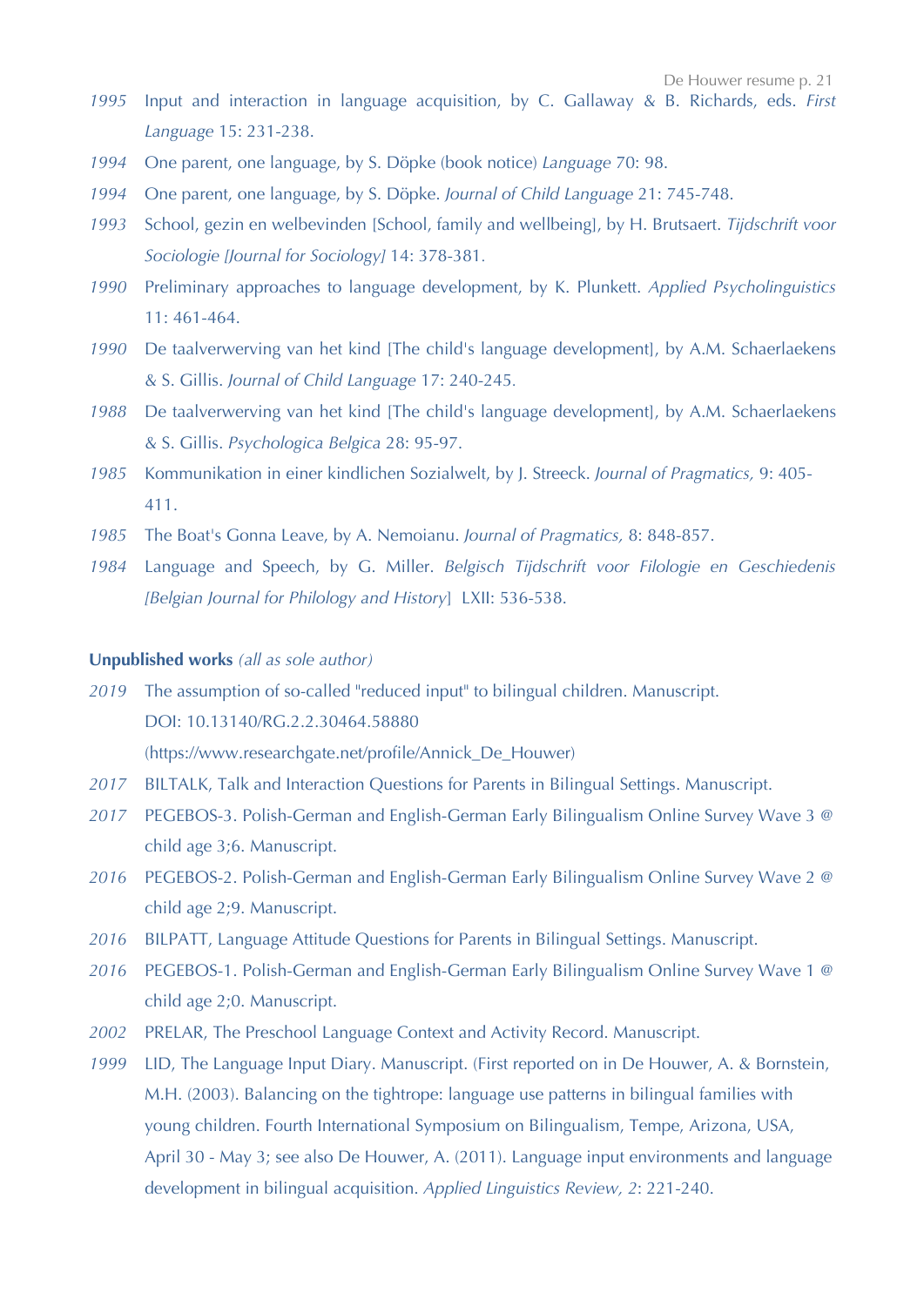*1995* Input and interaction in language acquisition, by C. Gallaway & B. Richards, eds. *First Language* 15: 231-238.

*1994* One parent, one language, by S. Döpke (book notice) *Language* 70: 98.

*1994* One parent, one language, by S. Döpke. *Journal of Child Language* 21: 745-748.

*1993* School, gezin en welbevinden [School, family and wellbeing], by H. Brutsaert. *Tijdschrift voor Sociologie [Journal for Sociology]* 14: 378-381.

*1990* Preliminary approaches to language development, by K. Plunkett. *Applied Psycholinguistics* 11: 461-464.

*1990* De taalverwerving van het kind [The child's language development], by A.M. Schaerlaekens & S. Gillis. *Journal of Child Language* 17: 240-245.

*1988* De taalverwerving van het kind [The child's language development], by A.M. Schaerlaekens & S. Gillis. *Psychologica Belgica* 28: 95-97.

*1985* Kommunikation in einer kindlichen Sozialwelt, by J. Streeck. *Journal of Pragmatics,* 9: 405-411.

*1985* The Boat's Gonna Leave, by A. Nemoianu. *Journal of Pragmatics,* 8: 848-857.

*1984* Language and Speech, by G. Miller. *Belgisch Tijdschrift voor Filologie en Geschiedenis [Belgian Journal for Philology and History*] LXII: 536-538.

**Unpublished works** *(all as sole author)*

*2019* The assumption of so-called "reduced input" to bilingual children. Manuscript. DOI: 10.13140/RG.2.2.30464.58880 (https://www.researchgate.net/profile/Annick_De_Houwer)

*2017* BILTALK, Talk and Interaction Questions for Parents in Bilingual Settings. Manuscript.

*2017* PEGEBOS-3. Polish-German and English-German Early Bilingualism Online Survey Wave 3 @ child age 3;6. Manuscript.

*2016* PEGEBOS-2. Polish-German and English-German Early Bilingualism Online Survey Wave 2 @ child age 2;9. Manuscript.

*2016* BILPATT, Language Attitude Questions for Parents in Bilingual Settings. Manuscript.

*2016* PEGEBOS-1. Polish-German and English-German Early Bilingualism Online Survey Wave 1 @ child age 2;0. Manuscript.

*2002* PRELAR, The Preschool Language Context and Activity Record. Manuscript.

*1999* LID, The Language Input Diary. Manuscript. (First reported on in De Houwer, A. & Bornstein, M.H. (2003). Balancing on the tightrope: language use patterns in bilingual families with young children. Fourth International Symposium on Bilingualism, Tempe, Arizona, USA, April 30 - May 3; see also De Houwer, A. (2011). Language input environments and language development in bilingual acquisition. *Applied Linguistics Review, 2*: 221-240.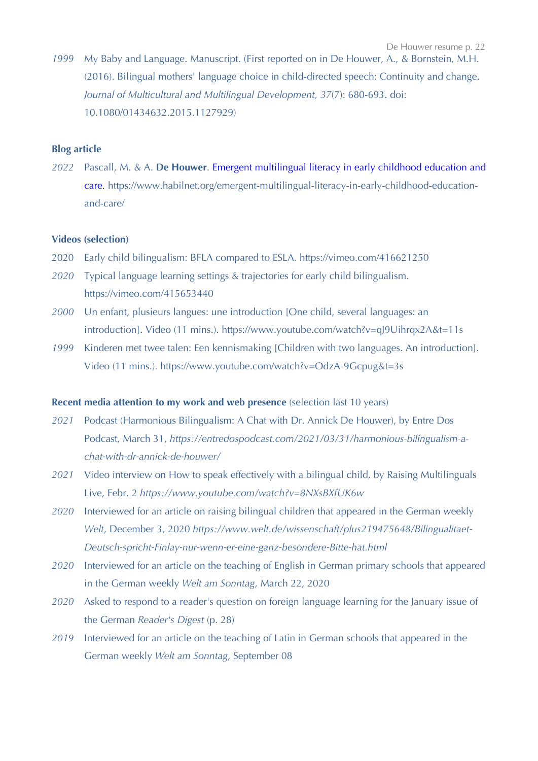*1999* My Baby and Language. Manuscript. (First reported on in De Houwer, A., & Bornstein, M.H. (2016). Bilingual mothers' language choice in child-directed speech: Continuity and change. *Journal of Multicultural and Multilingual Development, 37*(7): 680-693. doi: 10.1080/01434632.2015.1127929)

**Blog article**

*2022* Pascall, M. & A. **De Houwer**. Emergent multilingual literacy in early childhood education and care. https://www.habilnet.org/emergent-multilingual-literacy-in-early-childhood-education-and-care/

**Videos (selection)**

2020 Early child bilingualism: BFLA compared to ESLA. https://vimeo.com/416621250

*2020* Typical language learning settings & trajectories for early child bilingualism. https://vimeo.com/415653440

*2000* Un enfant, plusieurs langues: une introduction [One child, several languages: an introduction]. Video (11 mins.). https://www.youtube.com/watch?v=qJ9Uihrqx2A&t=11s

*1999* Kinderen met twee talen: Een kennismaking [Children with two languages. An introduction]. Video (11 mins.). https://www.youtube.com/watch?v=OdzA-9Gcpug&t=3s

**Recent media attention to my work and web presence** (selection last 10 years)

*2021* Podcast (Harmonious Bilingualism: A Chat with Dr. Annick De Houwer), by Entre Dos Podcast, March 31, *https://entredospodcast.com/2021/03/31/harmonious-bilingualism-a-chat-with-dr-annick-de-houwer/*

*2021* Video interview on How to speak effectively with a bilingual child, by Raising Multilinguals Live, Febr. 2 *https://www.youtube.com/watch?v=8NXsBXfUK6w*

*2020* Interviewed for an article on raising bilingual children that appeared in the German weekly *Welt*, December 3, 2020 *https://www.welt.de/wissenschaft/plus219475648/Bilingualitaet-Deutsch-spricht-Finlay-nur-wenn-er-eine-ganz-besondere-Bitte-hat.html*

*2020* Interviewed for an article on the teaching of English in German primary schools that appeared in the German weekly *Welt am Sonntag*, March 22, 2020

*2020* Asked to respond to a reader's question on foreign language learning for the January issue of the German *Reader's Digest* (p. 28)

*2019* Interviewed for an article on the teaching of Latin in German schools that appeared in the German weekly *Welt am Sonntag*, September 08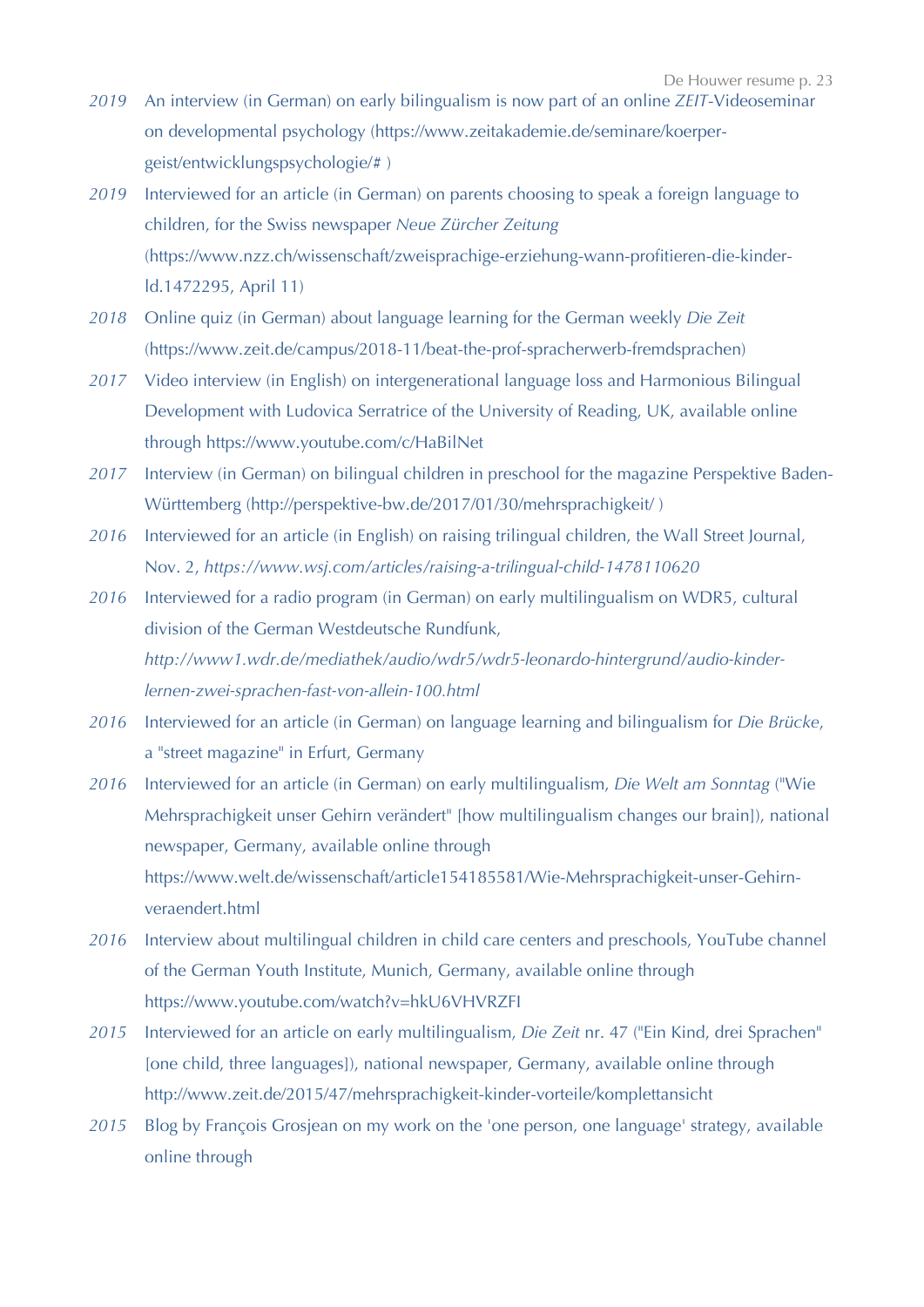*2019* An interview (in German) on early bilingualism is now part of an online *ZEIT*-Videoseminar on developmental psychology (https://www.zeitakademie.de/seminare/koerper-geist/entwicklungspsychologie/# )

*2019* Interviewed for an article (in German) on parents choosing to speak a foreign language to children, for the Swiss newspaper *Neue Zürcher Zeitung* (https://www.nzz.ch/wissenschaft/zweisprachige-erziehung-wann-profitieren-die-kinder-ld.1472295, April 11)

*2018* Online quiz (in German) about language learning for the German weekly *Die Zeit* (https://www.zeit.de/campus/2018-11/beat-the-prof-spracherwerb-fremdsprachen)

*2017* Video interview (in English) on intergenerational language loss and Harmonious Bilingual Development with Ludovica Serratrice of the University of Reading, UK, available online through https://www.youtube.com/c/HaBilNet

*2017* Interview (in German) on bilingual children in preschool for the magazine Perspektive Baden-Württemberg (http://perspektive-bw.de/2017/01/30/mehrsprachigkeit/ )

*2016* Interviewed for an article (in English) on raising trilingual children, the Wall Street Journal, Nov. 2, *https://www.wsj.com/articles/raising-a-trilingual-child-1478110620*

*2016* Interviewed for a radio program (in German) on early multilingualism on WDR5, cultural division of the German Westdeutsche Rundfunk, *http://www1.wdr.de/mediathek/audio/wdr5/wdr5-leonardo-hintergrund/audio-kinder-lernen-zwei-sprachen-fast-von-allein-100.html*

*2016* Interviewed for an article (in German) on language learning and bilingualism for *Die Brücke*, a "street magazine" in Erfurt, Germany

*2016* Interviewed for an article (in German) on early multilingualism, *Die Welt am Sonntag* ("Wie Mehrsprachigkeit unser Gehirn verändert" [how multilingualism changes our brain]), national newspaper, Germany, available online through https://www.welt.de/wissenschaft/article154185581/Wie-Mehrsprachigkeit-unser-Gehirn-veraendert.html

*2016* Interview about multilingual children in child care centers and preschools, YouTube channel of the German Youth Institute, Munich, Germany, available online through https://www.youtube.com/watch?v=hkU6VHVRZFI

*2015* Interviewed for an article on early multilingualism, *Die Zeit* nr. 47 ("Ein Kind, drei Sprachen" [one child, three languages]), national newspaper, Germany, available online through http://www.zeit.de/2015/47/mehrsprachigkeit-kinder-vorteile/komplettansicht

*2015* Blog by François Grosjean on my work on the 'one person, one language' strategy, available online through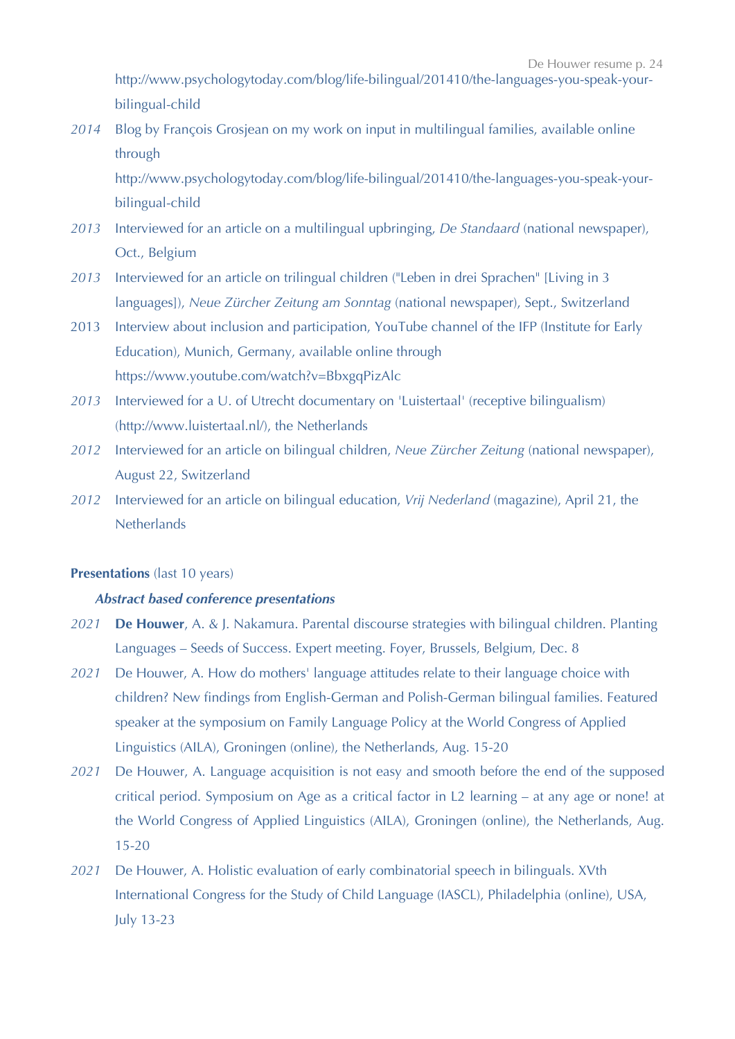http://www.psychologytoday.com/blog/life-bilingual/201410/the-languages-you-speak-your-bilingual-child

*2014* Blog by François Grosjean on my work on input in multilingual families, available online through http://www.psychologytoday.com/blog/life-bilingual/201410/the-languages-you-speak-your-bilingual-child

*2013* Interviewed for an article on a multilingual upbringing, *De Standaard* (national newspaper), Oct., Belgium

*2013* Interviewed for an article on trilingual children ("Leben in drei Sprachen" [Living in 3 languages]), *Neue Zürcher Zeitung am Sonntag* (national newspaper), Sept., Switzerland

2013 Interview about inclusion and participation, YouTube channel of the IFP (Institute for Early Education), Munich, Germany, available online through https://www.youtube.com/watch?v=BbxgqPizAlc

*2013* Interviewed for a U. of Utrecht documentary on 'Luistertaal' (receptive bilingualism) (http://www.luistertaal.nl/), the Netherlands

*2012* Interviewed for an article on bilingual children, *Neue Zürcher Zeitung* (national newspaper), August 22, Switzerland

*2012* Interviewed for an article on bilingual education, *Vrij Nederland* (magazine), April 21, the Netherlands

**Presentations** (last 10 years)

***Abstract based conference presentations***

*2021* **De Houwer**, A. & J. Nakamura. Parental discourse strategies with bilingual children. Planting Languages – Seeds of Success. Expert meeting. Foyer, Brussels, Belgium, Dec. 8

*2021* De Houwer, A. How do mothers' language attitudes relate to their language choice with children? New findings from English-German and Polish-German bilingual families. Featured speaker at the symposium on Family Language Policy at the World Congress of Applied Linguistics (AILA), Groningen (online), the Netherlands, Aug. 15-20

*2021* De Houwer, A. Language acquisition is not easy and smooth before the end of the supposed critical period. Symposium on Age as a critical factor in L2 learning – at any age or none! at the World Congress of Applied Linguistics (AILA), Groningen (online), the Netherlands, Aug. 15-20

*2021* De Houwer, A. Holistic evaluation of early combinatorial speech in bilinguals. XVth International Congress for the Study of Child Language (IASCL), Philadelphia (online), USA, July 13-23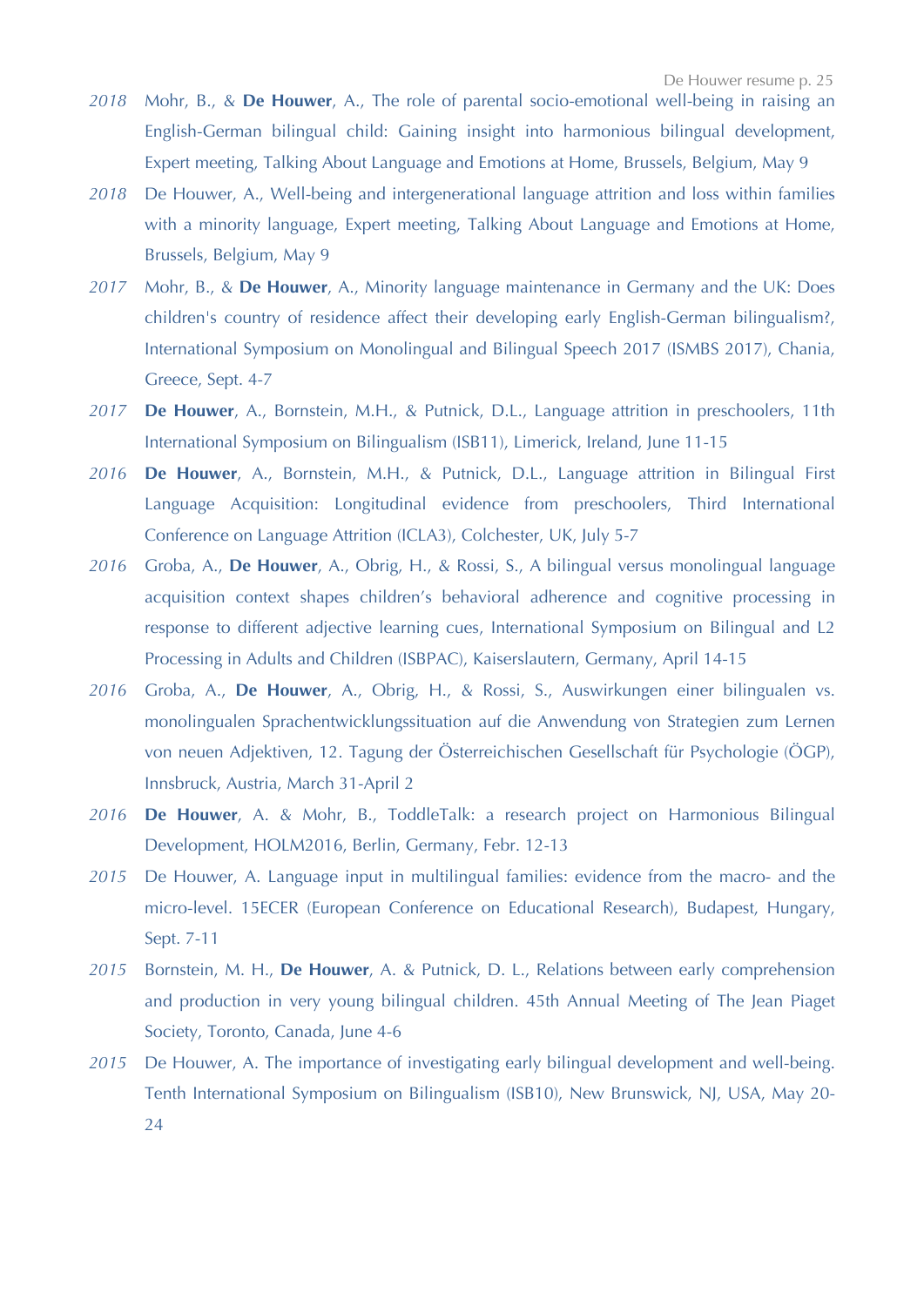*2018* Mohr, B., & **De Houwer**, A., The role of parental socio-emotional well-being in raising an English-German bilingual child: Gaining insight into harmonious bilingual development, Expert meeting, Talking About Language and Emotions at Home, Brussels, Belgium, May 9

*2018* De Houwer, A., Well-being and intergenerational language attrition and loss within families with a minority language, Expert meeting, Talking About Language and Emotions at Home, Brussels, Belgium, May 9

*2017* Mohr, B., & **De Houwer**, A., Minority language maintenance in Germany and the UK: Does children's country of residence affect their developing early English-German bilingualism?, International Symposium on Monolingual and Bilingual Speech 2017 (ISMBS 2017), Chania, Greece, Sept. 4-7

*2017* **De Houwer**, A., Bornstein, M.H., & Putnick, D.L., Language attrition in preschoolers, 11th International Symposium on Bilingualism (ISB11), Limerick, Ireland, June 11-15

*2016* **De Houwer**, A., Bornstein, M.H., & Putnick, D.L., Language attrition in Bilingual First Language Acquisition: Longitudinal evidence from preschoolers, Third International Conference on Language Attrition (ICLA3), Colchester, UK, July 5-7

*2016* Groba, A., **De Houwer**, A., Obrig, H., & Rossi, S., A bilingual versus monolingual language acquisition context shapes children's behavioral adherence and cognitive processing in response to different adjective learning cues, International Symposium on Bilingual and L2 Processing in Adults and Children (ISBPAC), Kaiserslautern, Germany, April 14-15

*2016* Groba, A., **De Houwer**, A., Obrig, H., & Rossi, S., Auswirkungen einer bilingualen vs. monolingualen Sprachentwicklungssituation auf die Anwendung von Strategien zum Lernen von neuen Adjektiven, 12. Tagung der Österreichischen Gesellschaft für Psychologie (ÖGP), Innsbruck, Austria, March 31-April 2

*2016* **De Houwer**, A. & Mohr, B., ToddleTalk: a research project on Harmonious Bilingual Development, HOLM2016, Berlin, Germany, Febr. 12-13

*2015* De Houwer, A. Language input in multilingual families: evidence from the macro- and the micro-level. 15ECER (European Conference on Educational Research), Budapest, Hungary, Sept. 7-11

*2015* Bornstein, M. H., **De Houwer**, A. & Putnick, D. L., Relations between early comprehension and production in very young bilingual children. 45th Annual Meeting of The Jean Piaget Society, Toronto, Canada, June 4-6

*2015* De Houwer, A. The importance of investigating early bilingual development and well-being. Tenth International Symposium on Bilingualism (ISB10), New Brunswick, NJ, USA, May 20-24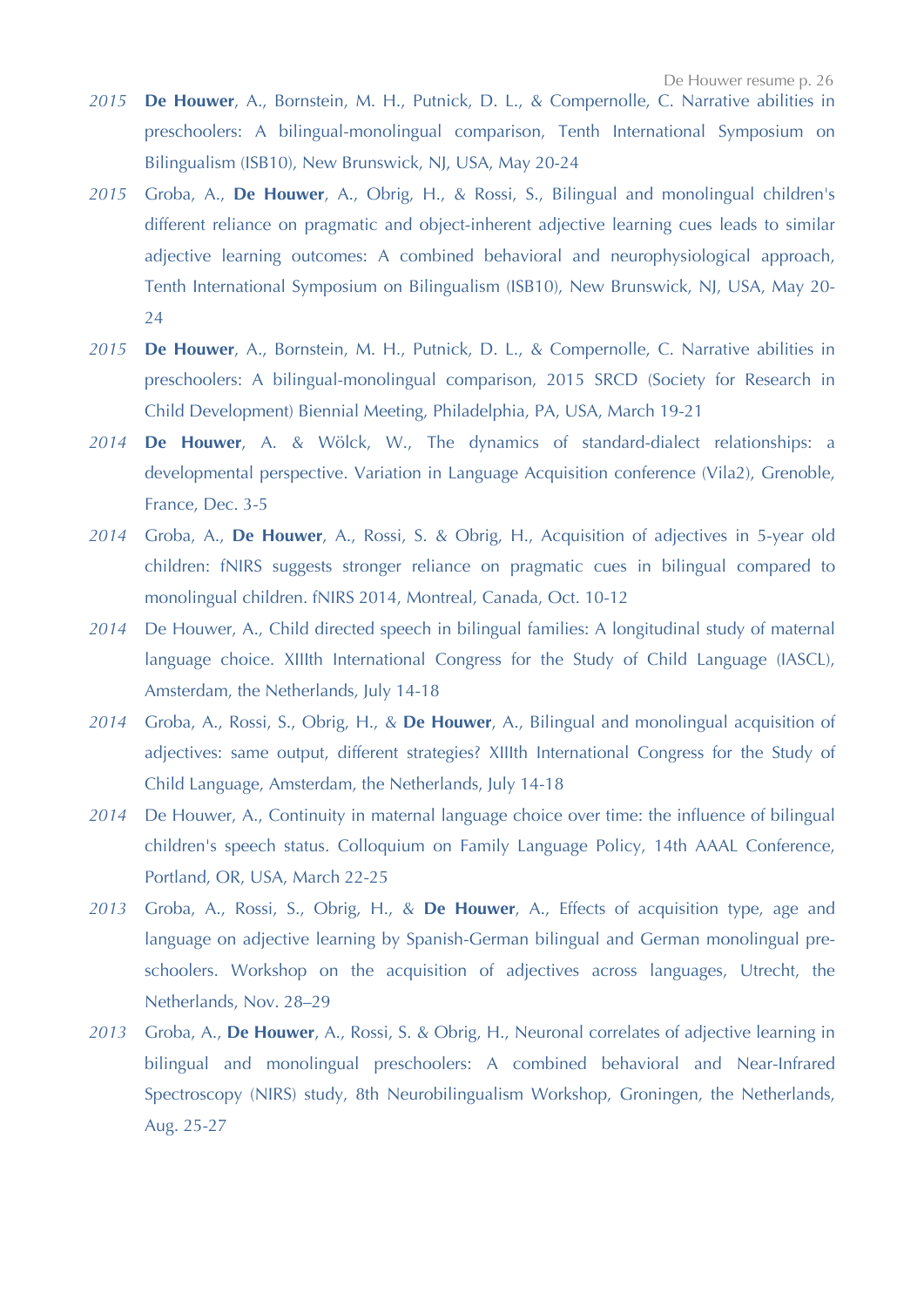*2015* **De Houwer**, A., Bornstein, M. H., Putnick, D. L., & Compernolle, C. Narrative abilities in preschoolers: A bilingual-monolingual comparison, Tenth International Symposium on Bilingualism (ISB10), New Brunswick, NJ, USA, May 20-24

*2015* Groba, A., **De Houwer**, A., Obrig, H., & Rossi, S., Bilingual and monolingual children's different reliance on pragmatic and object-inherent adjective learning cues leads to similar adjective learning outcomes: A combined behavioral and neurophysiological approach, Tenth International Symposium on Bilingualism (ISB10), New Brunswick, NJ, USA, May 20-24

*2015* **De Houwer**, A., Bornstein, M. H., Putnick, D. L., & Compernolle, C. Narrative abilities in preschoolers: A bilingual-monolingual comparison, 2015 SRCD (Society for Research in Child Development) Biennial Meeting, Philadelphia, PA, USA, March 19-21

*2014* **De Houwer**, A. & Wölck, W., The dynamics of standard-dialect relationships: a developmental perspective. Variation in Language Acquisition conference (Vila2), Grenoble, France, Dec. 3-5

*2014* Groba, A., **De Houwer**, A., Rossi, S. & Obrig, H., Acquisition of adjectives in 5-year old children: fNIRS suggests stronger reliance on pragmatic cues in bilingual compared to monolingual children. fNIRS 2014, Montreal, Canada, Oct. 10-12

*2014* De Houwer, A., Child directed speech in bilingual families: A longitudinal study of maternal language choice. XIIIth International Congress for the Study of Child Language (IASCL), Amsterdam, the Netherlands, July 14-18

*2014* Groba, A., Rossi, S., Obrig, H., & **De Houwer**, A., Bilingual and monolingual acquisition of adjectives: same output, different strategies? XIIIth International Congress for the Study of Child Language, Amsterdam, the Netherlands, July 14-18

*2014* De Houwer, A., Continuity in maternal language choice over time: the influence of bilingual children's speech status. Colloquium on Family Language Policy, 14th AAAL Conference, Portland, OR, USA, March 22-25

*2013* Groba, A., Rossi, S., Obrig, H., & **De Houwer**, A., Effects of acquisition type, age and language on adjective learning by Spanish-German bilingual and German monolingual pre-schoolers. Workshop on the acquisition of adjectives across languages, Utrecht, the Netherlands, Nov. 28–29

*2013* Groba, A., **De Houwer**, A., Rossi, S. & Obrig, H., Neuronal correlates of adjective learning in bilingual and monolingual preschoolers: A combined behavioral and Near-Infrared Spectroscopy (NIRS) study, 8th Neurobilingualism Workshop, Groningen, the Netherlands, Aug. 25-27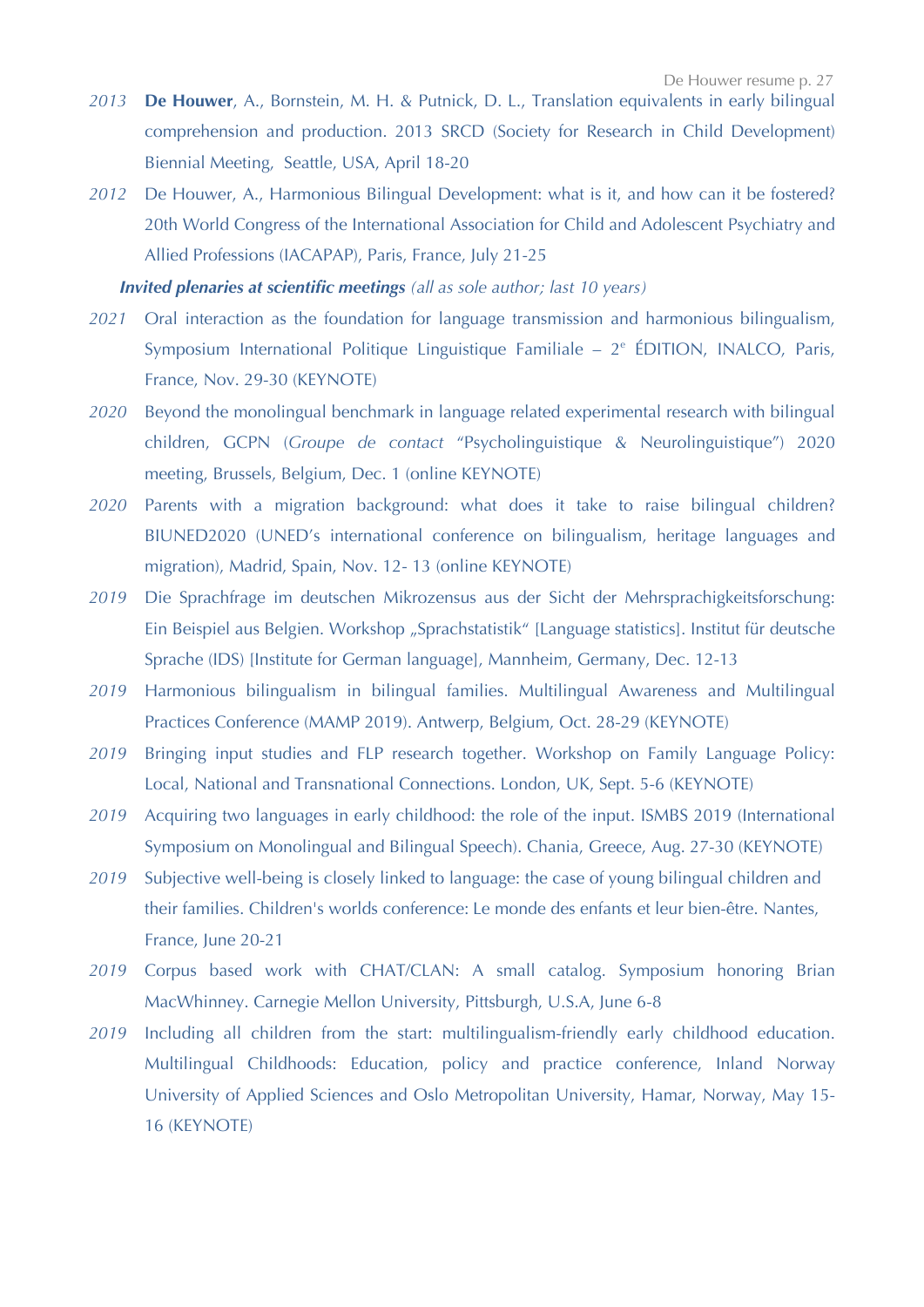*2013* **De Houwer**, A., Bornstein, M. H. & Putnick, D. L., Translation equivalents in early bilingual comprehension and production. 2013 SRCD (Society for Research in Child Development) Biennial Meeting, Seattle, USA, April 18-20

*2012* De Houwer, A., Harmonious Bilingual Development: what is it, and how can it be fostered? 20th World Congress of the International Association for Child and Adolescent Psychiatry and Allied Professions (IACAPAP), Paris, France, July 21-25

***Invited plenaries at scientific meetings*** *(all as sole author; last 10 years)*

*2021* Oral interaction as the foundation for language transmission and harmonious bilingualism, Symposium International Politique Linguistique Familiale – 2e ÉDITION, INALCO, Paris, France, Nov. 29-30 (KEYNOTE)

*2020* Beyond the monolingual benchmark in language related experimental research with bilingual children, GCPN (*Groupe de contact* "Psycholinguistique & Neurolinguistique") 2020 meeting, Brussels, Belgium, Dec. 1 (online KEYNOTE)

*2020* Parents with a migration background: what does it take to raise bilingual children? BIUNED2020 (UNED's international conference on bilingualism, heritage languages and migration), Madrid, Spain, Nov. 12- 13 (online KEYNOTE)

*2019* Die Sprachfrage im deutschen Mikrozensus aus der Sicht der Mehrsprachigkeitsforschung: Ein Beispiel aus Belgien. Workshop „Sprachstatistik" [Language statistics]. Institut für deutsche Sprache (IDS) [Institute for German language], Mannheim, Germany, Dec. 12-13

*2019* Harmonious bilingualism in bilingual families. Multilingual Awareness and Multilingual Practices Conference (MAMP 2019). Antwerp, Belgium, Oct. 28-29 (KEYNOTE)

*2019* Bringing input studies and FLP research together. Workshop on Family Language Policy: Local, National and Transnational Connections. London, UK, Sept. 5-6 (KEYNOTE)

*2019* Acquiring two languages in early childhood: the role of the input. ISMBS 2019 (International Symposium on Monolingual and Bilingual Speech). Chania, Greece, Aug. 27-30 (KEYNOTE)

*2019* Subjective well-being is closely linked to language: the case of young bilingual children and their families. Children's worlds conference: Le monde des enfants et leur bien-être. Nantes, France, June 20-21

*2019* Corpus based work with CHAT/CLAN: A small catalog. Symposium honoring Brian MacWhinney. Carnegie Mellon University, Pittsburgh, U.S.A, June 6-8

*2019* Including all children from the start: multilingualism-friendly early childhood education. Multilingual Childhoods: Education, policy and practice conference, Inland Norway University of Applied Sciences and Oslo Metropolitan University, Hamar, Norway, May 15-16 (KEYNOTE)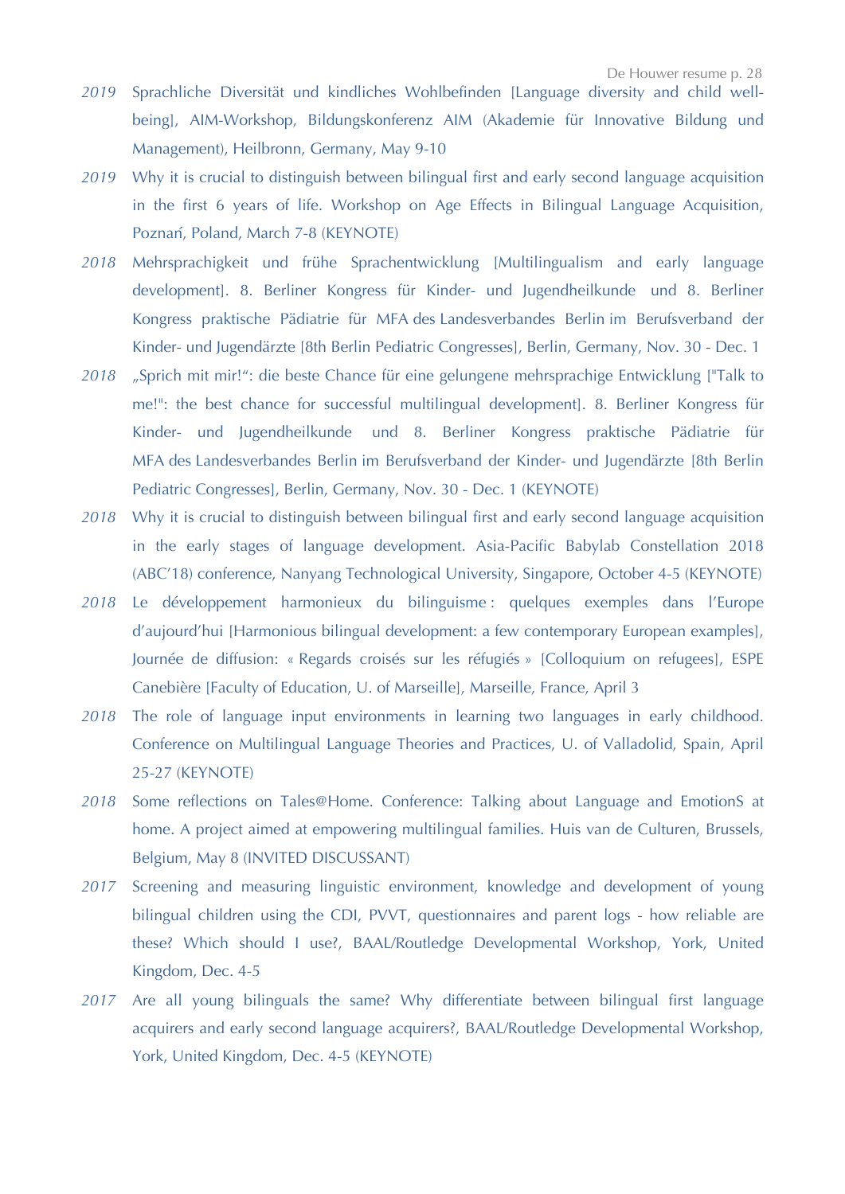*2019* Sprachliche Diversität und kindliches Wohlbefinden [Language diversity and child well-being], AIM-Workshop, Bildungskonferenz AIM (Akademie für Innovative Bildung und Management), Heilbronn, Germany, May 9-10

*2019* Why it is crucial to distinguish between bilingual first and early second language acquisition in the first 6 years of life. Workshop on Age Effects in Bilingual Language Acquisition, Poznań, Poland, March 7-8 (KEYNOTE)

*2018* Mehrsprachigkeit und frühe Sprachentwicklung [Multilingualism and early language development]. 8. Berliner Kongress für Kinder- und Jugendheilkunde und 8. Berliner Kongress praktische Pädiatrie für MFA des Landesverbandes Berlin im Berufsverband der Kinder- und Jugendärzte [8th Berlin Pediatric Congresses], Berlin, Germany, Nov. 30 - Dec. 1

*2018* „Sprich mit mir!“: die beste Chance für eine gelungene mehrsprachige Entwicklung ["Talk to me!": the best chance for successful multilingual development]. 8. Berliner Kongress für Kinder- und Jugendheilkunde und 8. Berliner Kongress praktische Pädiatrie für MFA des Landesverbandes Berlin im Berufsverband der Kinder- und Jugendärzte [8th Berlin Pediatric Congresses], Berlin, Germany, Nov. 30 - Dec. 1 (KEYNOTE)

*2018* Why it is crucial to distinguish between bilingual first and early second language acquisition in the early stages of language development. Asia-Pacific Babylab Constellation 2018 (ABC'18) conference, Nanyang Technological University, Singapore, October 4-5 (KEYNOTE)

*2018* Le développement harmonieux du bilinguisme : quelques exemples dans l'Europe d'aujourd'hui [Harmonious bilingual development: a few contemporary European examples], Journée de diffusion: « Regards croisés sur les réfugiés » [Colloquium on refugees], ESPE Canebière [Faculty of Education, U. of Marseille], Marseille, France, April 3

*2018* The role of language input environments in learning two languages in early childhood. Conference on Multilingual Language Theories and Practices, U. of Valladolid, Spain, April 25-27 (KEYNOTE)

*2018* Some reflections on Tales@Home. Conference: Talking about Language and EmotionS at home. A project aimed at empowering multilingual families. Huis van de Culturen, Brussels, Belgium, May 8 (INVITED DISCUSSANT)

*2017* Screening and measuring linguistic environment, knowledge and development of young bilingual children using the CDI, PVVT, questionnaires and parent logs - how reliable are these? Which should I use?, BAAL/Routledge Developmental Workshop, York, United Kingdom, Dec. 4-5

*2017* Are all young bilinguals the same? Why differentiate between bilingual first language acquirers and early second language acquirers?, BAAL/Routledge Developmental Workshop, York, United Kingdom, Dec. 4-5 (KEYNOTE)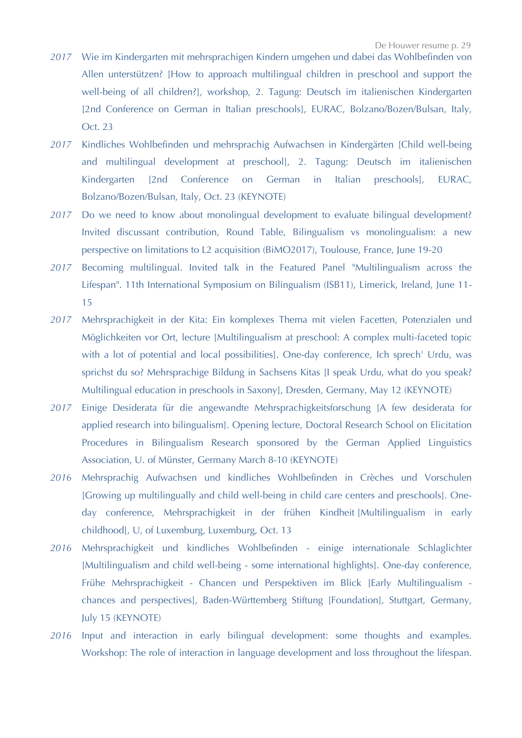*2017* Wie im Kindergarten mit mehrsprachigen Kindern umgehen und dabei das Wohlbefinden von Allen unterstützen? [How to approach multilingual children in preschool and support the well-being of all children?], workshop, 2. Tagung: Deutsch im italienischen Kindergarten [2nd Conference on German in Italian preschools], EURAC, Bolzano/Bozen/Bulsan, Italy, Oct. 23

*2017* Kindliches Wohlbefinden und mehrsprachig Aufwachsen in Kindergärten [Child well-being and multilingual development at preschool], 2. Tagung: Deutsch im italienischen Kindergarten [2nd Conference on German in Italian preschools], EURAC, Bolzano/Bozen/Bulsan, Italy, Oct. 23 (KEYNOTE)

*2017* Do we need to know about monolingual development to evaluate bilingual development? Invited discussant contribution, Round Table, Bilingualism vs monolingualism: a new perspective on limitations to L2 acquisition (BiMO2017), Toulouse, France, June 19-20

*2017* Becoming multilingual. Invited talk in the Featured Panel "Multilingualism across the Lifespan". 11th International Symposium on Bilingualism (ISB11), Limerick, Ireland, June 11-15

*2017* Mehrsprachigkeit in der Kita: Ein komplexes Thema mit vielen Facetten, Potenzialen und Möglichkeiten vor Ort, lecture [Multilingualism at preschool: A complex multi-faceted topic with a lot of potential and local possibilities]. One-day conference, Ich sprech' Urdu, was sprichst du so? Mehrsprachige Bildung in Sachsens Kitas [I speak Urdu, what do you speak? Multilingual education in preschools in Saxony], Dresden, Germany, May 12 (KEYNOTE)

*2017* Einige Desiderata für die angewandte Mehrsprachigkeitsforschung [A few desiderata for applied research into bilingualism]. Opening lecture, Doctoral Research School on Elicitation Procedures in Bilingualism Research sponsored by the German Applied Linguistics Association, U. of Münster, Germany March 8-10 (KEYNOTE)

*2016* Mehrsprachig Aufwachsen und kindliches Wohlbefinden in Crèches und Vorschulen [Growing up multilingually and child well-being in child care centers and preschools]. One-day conference, Mehrsprachigkeit in der frühen Kindheit [Multilingualism in early childhood], U, of Luxemburg, Luxemburg, Oct. 13

*2016* Mehrsprachigkeit und kindliches Wohlbefinden - einige internationale Schlaglichter [Multilingualism and child well-being - some international highlights]. One-day conference, Frühe Mehrsprachigkeit - Chancen und Perspektiven im Blick [Early Multilingualism - chances and perspectives], Baden-Württemberg Stiftung [Foundation], Stuttgart, Germany, July 15 (KEYNOTE)

*2016* Input and interaction in early bilingual development: some thoughts and examples. Workshop: The role of interaction in language development and loss throughout the lifespan.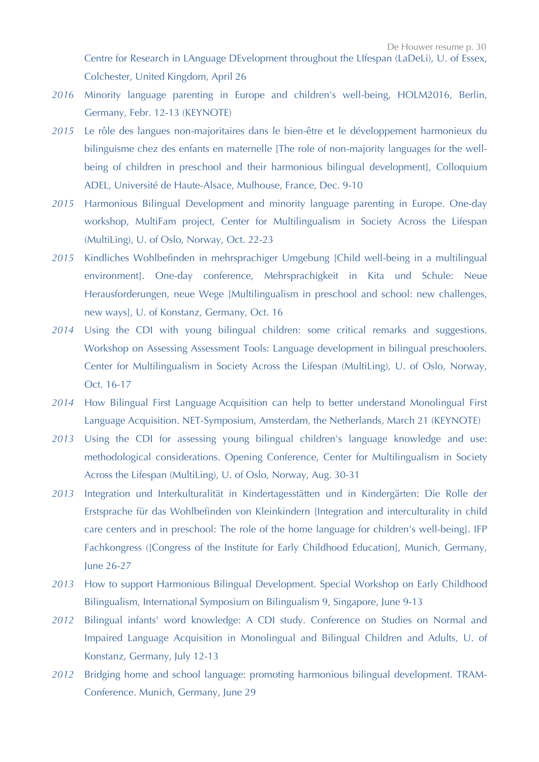Centre for Research in LAnguage DEvelopment throughout the LIfespan (LaDeLi), U. of Essex, Colchester, United Kingdom, April 26

*2016* Minority language parenting in Europe and children's well-being, HOLM2016, Berlin, Germany, Febr. 12-13 (KEYNOTE)

*2015* Le rôle des langues non-majoritaires dans le bien-être et le développement harmonieux du bilinguisme chez des enfants en maternelle [The role of non-majority languages for the well-being of children in preschool and their harmonious bilingual development], Colloquium ADEL, Université de Haute-Alsace, Mulhouse, France, Dec. 9-10

*2015* Harmonious Bilingual Development and minority language parenting in Europe. One-day workshop, MultiFam project, Center for Multilingualism in Society Across the Lifespan (MultiLing), U. of Oslo, Norway, Oct. 22-23

*2015* Kindliches Wohlbefinden in mehrsprachiger Umgebung [Child well-being in a multilingual environment]. One-day conference, Mehrsprachigkeit in Kita und Schule: Neue Herausforderungen, neue Wege [Multilingualism in preschool and school: new challenges, new ways], U. of Konstanz, Germany, Oct. 16

*2014* Using the CDI with young bilingual children: some critical remarks and suggestions. Workshop on Assessing Assessment Tools: Language development in bilingual preschoolers. Center for Multilingualism in Society Across the Lifespan (MultiLing), U. of Oslo, Norway, Oct. 16-17

*2014* How Bilingual First Language Acquisition can help to better understand Monolingual First Language Acquisition. NET-Symposium, Amsterdam, the Netherlands, March 21 (KEYNOTE)

*2013* Using the CDI for assessing young bilingual children's language knowledge and use: methodological considerations. Opening Conference, Center for Multilingualism in Society Across the Lifespan (MultiLing), U. of Oslo, Norway, Aug. 30-31

*2013* Integration und Interkulturalität in Kindertagesstätten und in Kindergärten: Die Rolle der Erstsprache für das Wohlbefinden von Kleinkindern [Integration and interculturality in child care centers and in preschool: The role of the home language for children's well-being]. IFP Fachkongress ([Congress of the Institute for Early Childhood Education], Munich, Germany, June 26-27

*2013* How to support Harmonious Bilingual Development. Special Workshop on Early Childhood Bilingualism, International Symposium on Bilingualism 9, Singapore, June 9-13

*2012* Bilingual infants' word knowledge: A CDI study. Conference on Studies on Normal and Impaired Language Acquisition in Monolingual and Bilingual Children and Adults, U. of Konstanz, Germany, July 12-13

*2012* Bridging home and school language: promoting harmonious bilingual development. TRAM-Conference. Munich, Germany, June 29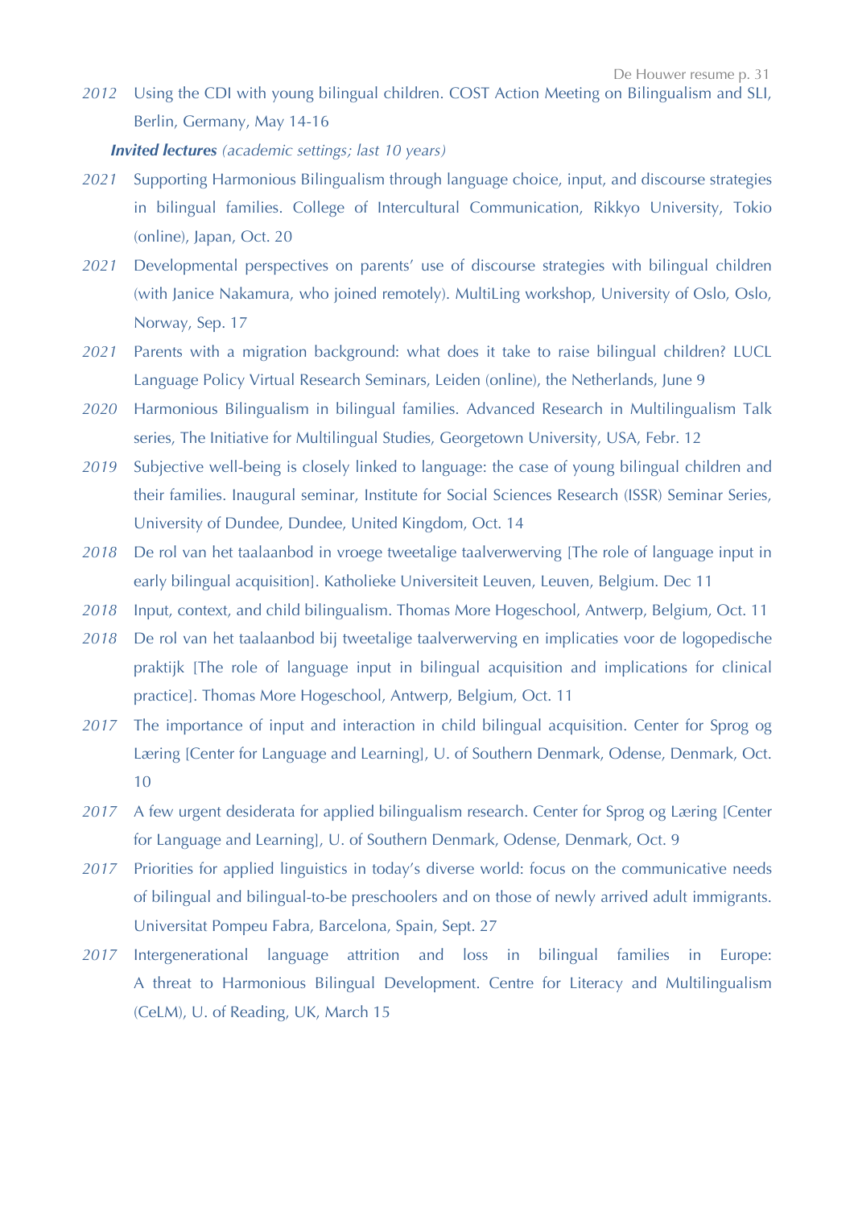*2012* Using the CDI with young bilingual children. COST Action Meeting on Bilingualism and SLI, Berlin, Germany, May 14-16

***Invited lectures*** *(academic settings; last 10 years)*

*2021* Supporting Harmonious Bilingualism through language choice, input, and discourse strategies in bilingual families. College of Intercultural Communication, Rikkyo University, Tokio (online), Japan, Oct. 20

*2021* Developmental perspectives on parents' use of discourse strategies with bilingual children (with Janice Nakamura, who joined remotely). MultiLing workshop, University of Oslo, Oslo, Norway, Sep. 17

*2021* Parents with a migration background: what does it take to raise bilingual children? LUCL Language Policy Virtual Research Seminars, Leiden (online), the Netherlands, June 9

*2020* Harmonious Bilingualism in bilingual families. Advanced Research in Multilingualism Talk series, The Initiative for Multilingual Studies, Georgetown University, USA, Febr. 12

*2019* Subjective well-being is closely linked to language: the case of young bilingual children and their families. Inaugural seminar, Institute for Social Sciences Research (ISSR) Seminar Series, University of Dundee, Dundee, United Kingdom, Oct. 14

*2018* De rol van het taalaanbod in vroege tweetalige taalverwerving [The role of language input in early bilingual acquisition]. Katholieke Universiteit Leuven, Leuven, Belgium. Dec 11

*2018* Input, context, and child bilingualism. Thomas More Hogeschool, Antwerp, Belgium, Oct. 11

*2018* De rol van het taalaanbod bij tweetalige taalverwerving en implicaties voor de logopedische praktijk [The role of language input in bilingual acquisition and implications for clinical practice]. Thomas More Hogeschool, Antwerp, Belgium, Oct. 11

*2017* The importance of input and interaction in child bilingual acquisition. Center for Sprog og Læring [Center for Language and Learning], U. of Southern Denmark, Odense, Denmark, Oct. 10

*2017* A few urgent desiderata for applied bilingualism research. Center for Sprog og Læring [Center for Language and Learning], U. of Southern Denmark, Odense, Denmark, Oct. 9

*2017* Priorities for applied linguistics in today's diverse world: focus on the communicative needs of bilingual and bilingual-to-be preschoolers and on those of newly arrived adult immigrants. Universitat Pompeu Fabra, Barcelona, Spain, Sept. 27

*2017* Intergenerational language attrition and loss in bilingual families in Europe: A threat to Harmonious Bilingual Development. Centre for Literacy and Multilingualism (CeLM), U. of Reading, UK, March 15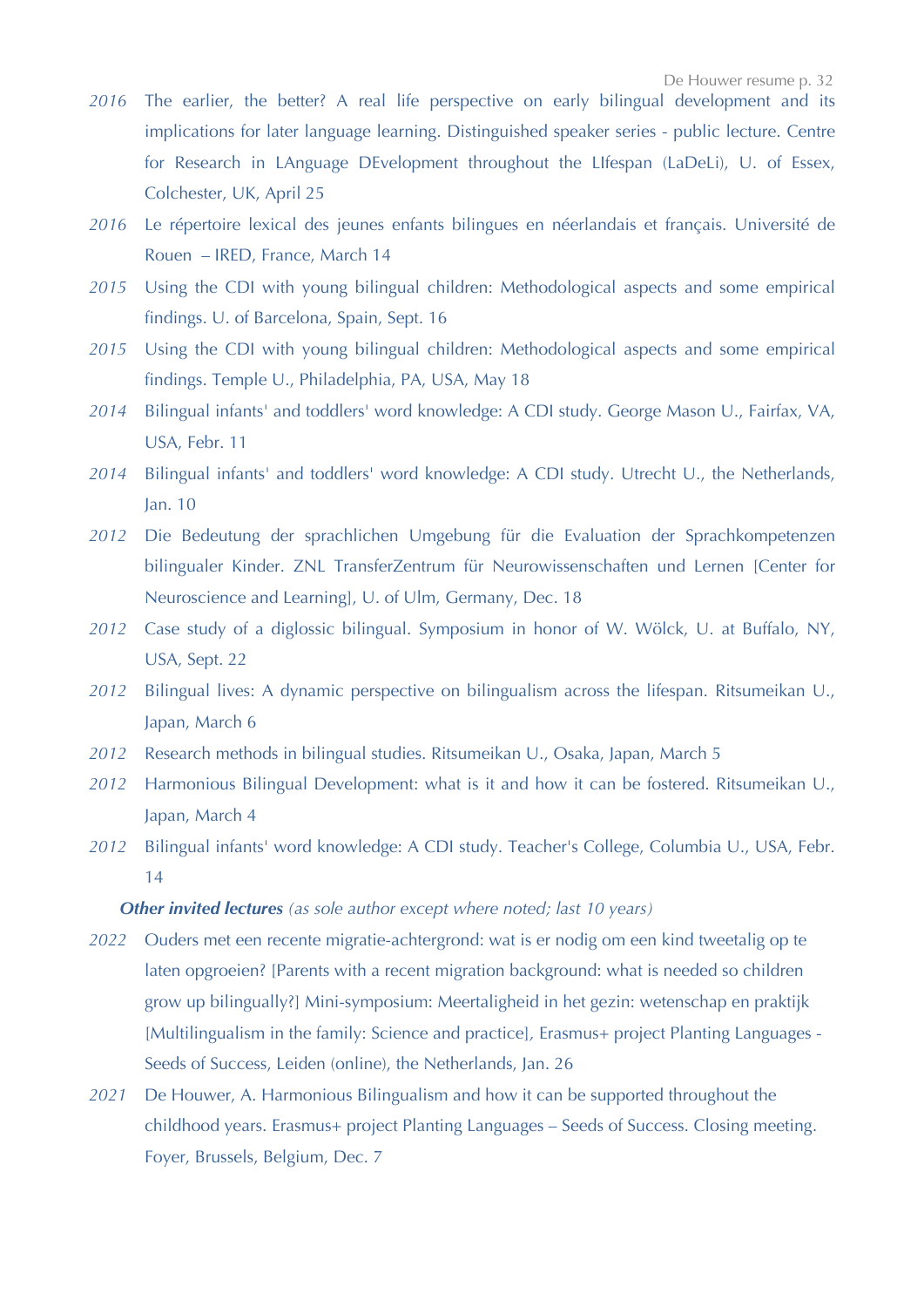*2016* The earlier, the better? A real life perspective on early bilingual development and its implications for later language learning. Distinguished speaker series - public lecture. Centre for Research in LAnguage DEvelopment throughout the LIfespan (LaDeLi), U. of Essex, Colchester, UK, April 25

*2016* Le répertoire lexical des jeunes enfants bilingues en néerlandais et français. Université de Rouen – IRED, France, March 14

*2015* Using the CDI with young bilingual children: Methodological aspects and some empirical findings. U. of Barcelona, Spain, Sept. 16

*2015* Using the CDI with young bilingual children: Methodological aspects and some empirical findings. Temple U., Philadelphia, PA, USA, May 18

*2014* Bilingual infants' and toddlers' word knowledge: A CDI study. George Mason U., Fairfax, VA, USA, Febr. 11

*2014* Bilingual infants' and toddlers' word knowledge: A CDI study. Utrecht U., the Netherlands, Jan. 10

*2012* Die Bedeutung der sprachlichen Umgebung für die Evaluation der Sprachkompetenzen bilingualer Kinder. ZNL TransferZentrum für Neurowissenschaften und Lernen [Center for Neuroscience and Learning], U. of Ulm, Germany, Dec. 18

*2012* Case study of a diglossic bilingual. Symposium in honor of W. Wölck, U. at Buffalo, NY, USA, Sept. 22

*2012* Bilingual lives: A dynamic perspective on bilingualism across the lifespan. Ritsumeikan U., Japan, March 6

*2012* Research methods in bilingual studies. Ritsumeikan U., Osaka, Japan, March 5

*2012* Harmonious Bilingual Development: what is it and how it can be fostered. Ritsumeikan U., Japan, March 4

*2012* Bilingual infants' word knowledge: A CDI study. Teacher's College, Columbia U., USA, Febr. 14

***Other invited lectures*** *(as sole author except where noted; last 10 years)*

*2022* Ouders met een recente migratie-achtergrond: wat is er nodig om een kind tweetalig op te laten opgroeien? [Parents with a recent migration background: what is needed so children grow up bilingually?] Mini-symposium: Meertaligheid in het gezin: wetenschap en praktijk [Multilingualism in the family: Science and practice], Erasmus+ project Planting Languages - Seeds of Success, Leiden (online), the Netherlands, Jan. 26

*2021* De Houwer, A. Harmonious Bilingualism and how it can be supported throughout the childhood years. Erasmus+ project Planting Languages – Seeds of Success. Closing meeting. Foyer, Brussels, Belgium, Dec. 7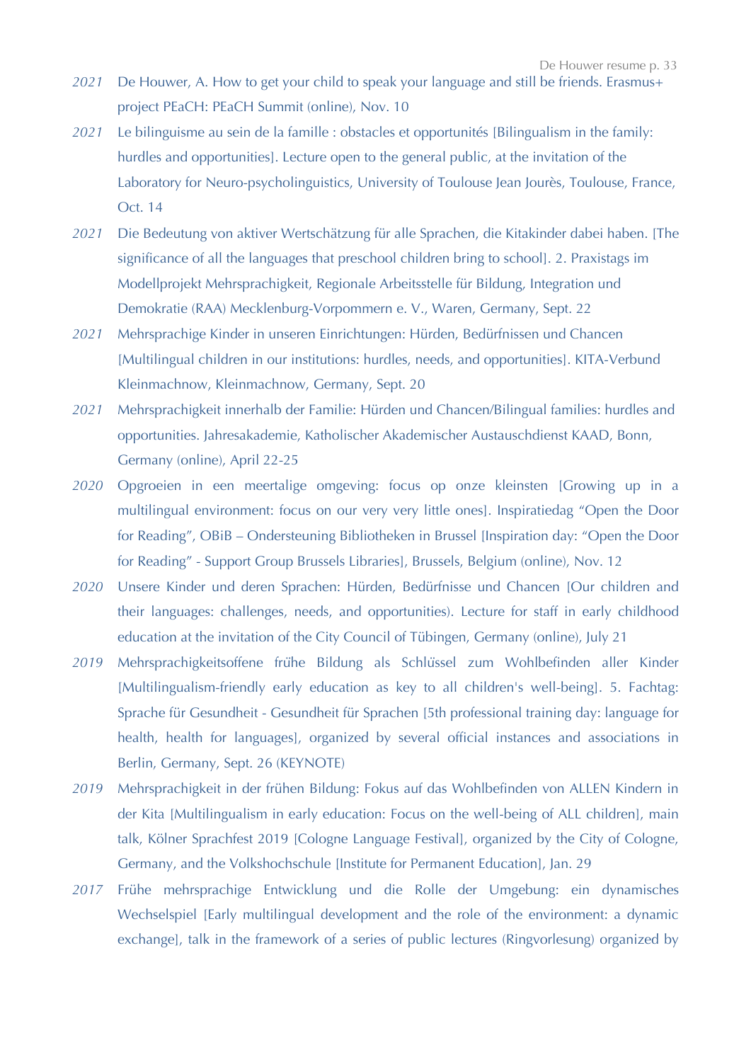*2021* De Houwer, A. How to get your child to speak your language and still be friends. Erasmus+ project PEaCH: PEaCH Summit (online), Nov. 10

*2021* Le bilinguisme au sein de la famille : obstacles et opportunités [Bilingualism in the family: hurdles and opportunities]. Lecture open to the general public, at the invitation of the Laboratory for Neuro-psycholinguistics, University of Toulouse Jean Jourès, Toulouse, France, Oct. 14

*2021* Die Bedeutung von aktiver Wertschätzung für alle Sprachen, die Kitakinder dabei haben. [The significance of all the languages that preschool children bring to school]. 2. Praxistags im Modellprojekt Mehrsprachigkeit, Regionale Arbeitsstelle für Bildung, Integration und Demokratie (RAA) Mecklenburg-Vorpommern e. V., Waren, Germany, Sept. 22

*2021* Mehrsprachige Kinder in unseren Einrichtungen: Hürden, Bedürfnissen und Chancen [Multilingual children in our institutions: hurdles, needs, and opportunities]. KITA-Verbund Kleinmachnow, Kleinmachnow, Germany, Sept. 20

*2021* Mehrsprachigkeit innerhalb der Familie: Hürden und Chancen/Bilingual families: hurdles and opportunities. Jahresakademie, Katholischer Akademischer Austauschdienst KAAD, Bonn, Germany (online), April 22-25

*2020* Opgroeien in een meertalige omgeving: focus op onze kleinsten [Growing up in a multilingual environment: focus on our very very little ones]. Inspiratiedag "Open the Door for Reading", OBiB – Ondersteuning Bibliotheken in Brussel [Inspiration day: "Open the Door for Reading" - Support Group Brussels Libraries], Brussels, Belgium (online), Nov. 12

*2020* Unsere Kinder und deren Sprachen: Hürden, Bedürfnisse und Chancen [Our children and their languages: challenges, needs, and opportunities). Lecture for staff in early childhood education at the invitation of the City Council of Tübingen, Germany (online), July 21

*2019* Mehrsprachigkeitsoffene frühe Bildung als Schlüssel zum Wohlbefinden aller Kinder [Multilingualism-friendly early education as key to all children's well-being]. 5. Fachtag: Sprache für Gesundheit - Gesundheit für Sprachen [5th professional training day: language for health, health for languages], organized by several official instances and associations in Berlin, Germany, Sept. 26 (KEYNOTE)

*2019* Mehrsprachigkeit in der frühen Bildung: Fokus auf das Wohlbefinden von ALLEN Kindern in der Kita [Multilingualism in early education: Focus on the well-being of ALL children], main talk, Kölner Sprachfest 2019 [Cologne Language Festival], organized by the City of Cologne, Germany, and the Volkshochschule [Institute for Permanent Education], Jan. 29

*2017* Frühe mehrsprachige Entwicklung und die Rolle der Umgebung: ein dynamisches Wechselspiel [Early multilingual development and the role of the environment: a dynamic exchange], talk in the framework of a series of public lectures (Ringvorlesung) organized by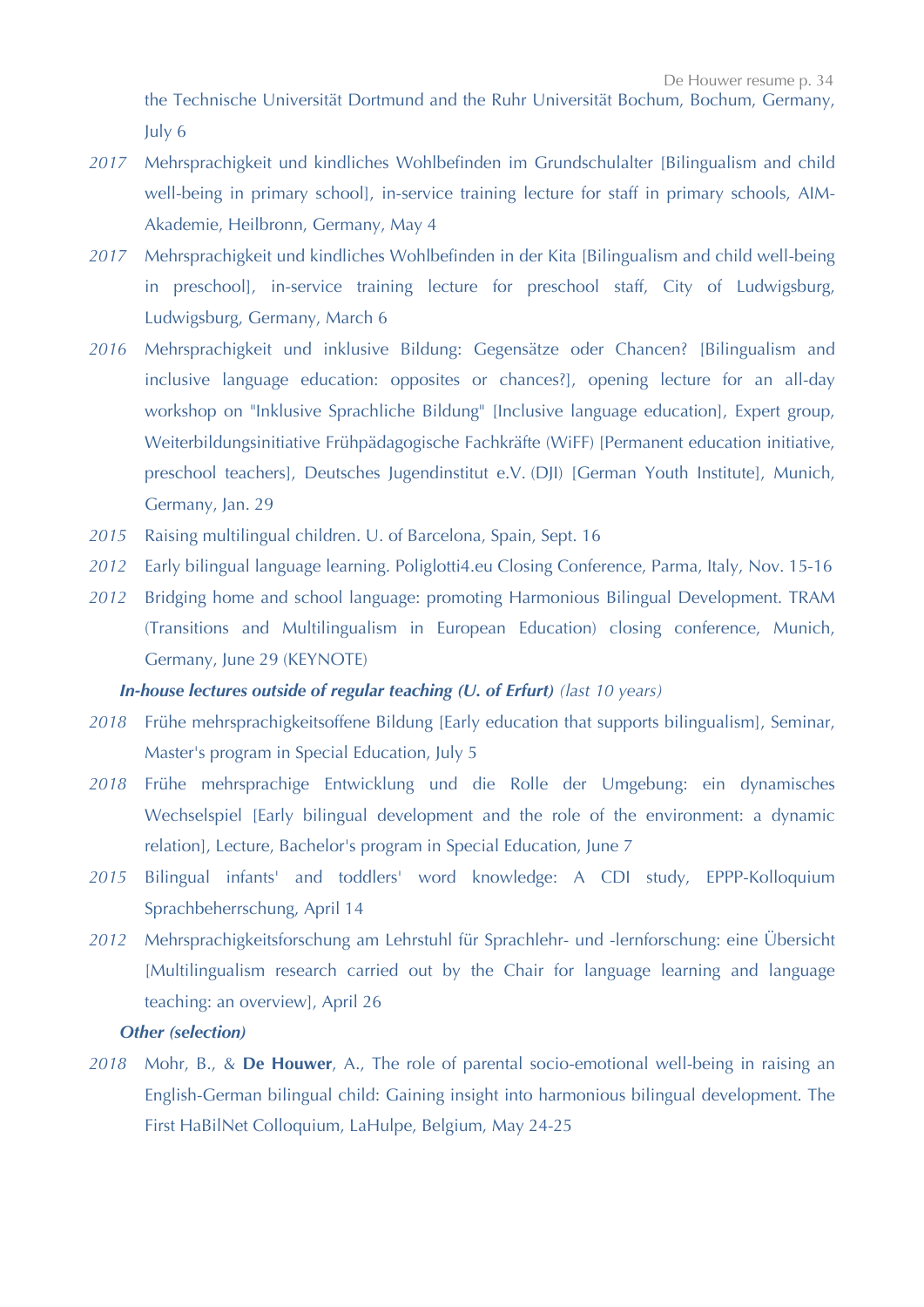the Technische Universität Dortmund and the Ruhr Universität Bochum, Bochum, Germany, July 6

*2017* Mehrsprachigkeit und kindliches Wohlbefinden im Grundschulalter [Bilingualism and child well-being in primary school], in-service training lecture for staff in primary schools, AIM-Akademie, Heilbronn, Germany, May 4

*2017* Mehrsprachigkeit und kindliches Wohlbefinden in der Kita [Bilingualism and child well-being in preschool], in-service training lecture for preschool staff, City of Ludwigsburg, Ludwigsburg, Germany, March 6

*2016* Mehrsprachigkeit und inklusive Bildung: Gegensätze oder Chancen? [Bilingualism and inclusive language education: opposites or chances?], opening lecture for an all-day workshop on "Inklusive Sprachliche Bildung" [Inclusive language education], Expert group, Weiterbildungsinitiative Frühpädagogische Fachkräfte (WiFF) [Permanent education initiative, preschool teachers], Deutsches Jugendinstitut e.V. (DJI) [German Youth Institute], Munich, Germany, Jan. 29

*2015* Raising multilingual children. U. of Barcelona, Spain, Sept. 16

*2012* Early bilingual language learning. Poliglotti4.eu Closing Conference, Parma, Italy, Nov. 15-16

*2012* Bridging home and school language: promoting Harmonious Bilingual Development. TRAM (Transitions and Multilingualism in European Education) closing conference, Munich, Germany, June 29 (KEYNOTE)

***In-house lectures outside of regular teaching (U. of Erfurt)*** *(last 10 years)*

*2018* Frühe mehrsprachigkeitsoffene Bildung [Early education that supports bilingualism], Seminar, Master's program in Special Education, July 5

*2018* Frühe mehrsprachige Entwicklung und die Rolle der Umgebung: ein dynamisches Wechselspiel [Early bilingual development and the role of the environment: a dynamic relation], Lecture, Bachelor's program in Special Education, June 7

*2015* Bilingual infants' and toddlers' word knowledge: A CDI study, EPPP-Kolloquium Sprachbeherrschung, April 14

*2012* Mehrsprachigkeitsforschung am Lehrstuhl für Sprachlehr- und -lernforschung: eine Übersicht [Multilingualism research carried out by the Chair for language learning and language teaching: an overview], April 26

***Other (selection)***

*2018* Mohr, B., & **De Houwer**, A., The role of parental socio-emotional well-being in raising an English-German bilingual child: Gaining insight into harmonious bilingual development. The First HaBilNet Colloquium, LaHulpe, Belgium, May 24-25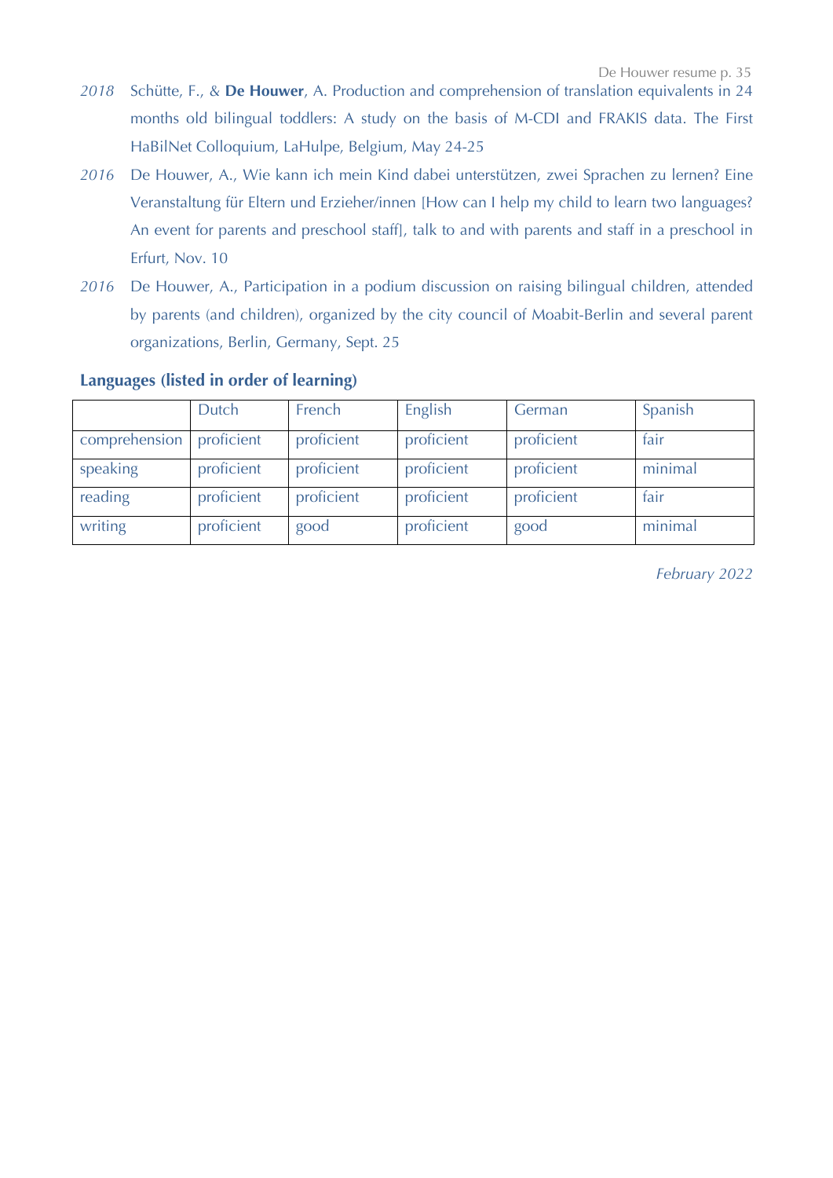*2018* Schütte, F., & **De Houwer**, A. Production and comprehension of translation equivalents in 24 months old bilingual toddlers: A study on the basis of M-CDI and FRAKIS data. The First HaBilNet Colloquium, LaHulpe, Belgium, May 24-25

*2016* De Houwer, A., Wie kann ich mein Kind dabei unterstützen, zwei Sprachen zu lernen? Eine Veranstaltung für Eltern und Erzieher/innen [How can I help my child to learn two languages? An event for parents and preschool staff], talk to and with parents and staff in a preschool in Erfurt, Nov. 10

*2016* De Houwer, A., Participation in a podium discussion on raising bilingual children, attended by parents (and children), organized by the city council of Moabit-Berlin and several parent organizations, Berlin, Germany, Sept. 25

### Languages (listed in order of learning)

| | Dutch | French | English | German | Spanish |
|---|---|---|---|---|---|
| comprehension | proficient | proficient | proficient | proficient | fair |
| speaking | proficient | proficient | proficient | proficient | minimal |
| reading | proficient | proficient | proficient | proficient | fair |
| writing | proficient | good | proficient | good | minimal |

*February 2022*